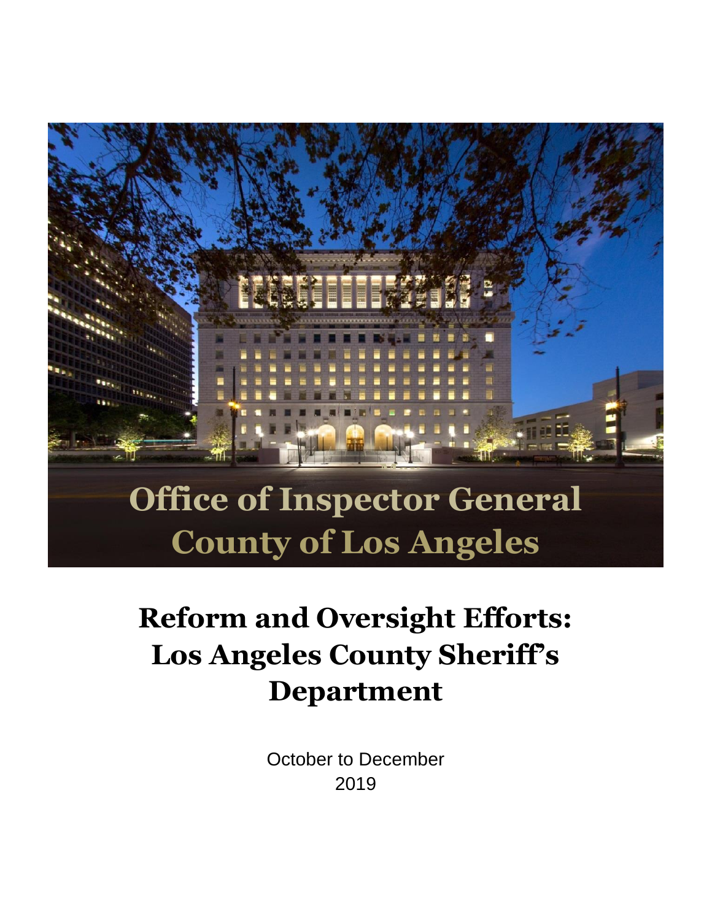Office of Inspector General
County of Los Angeles

# Reform and Oversight Efforts: Los Angeles County Sheriff's Department

October to December
2019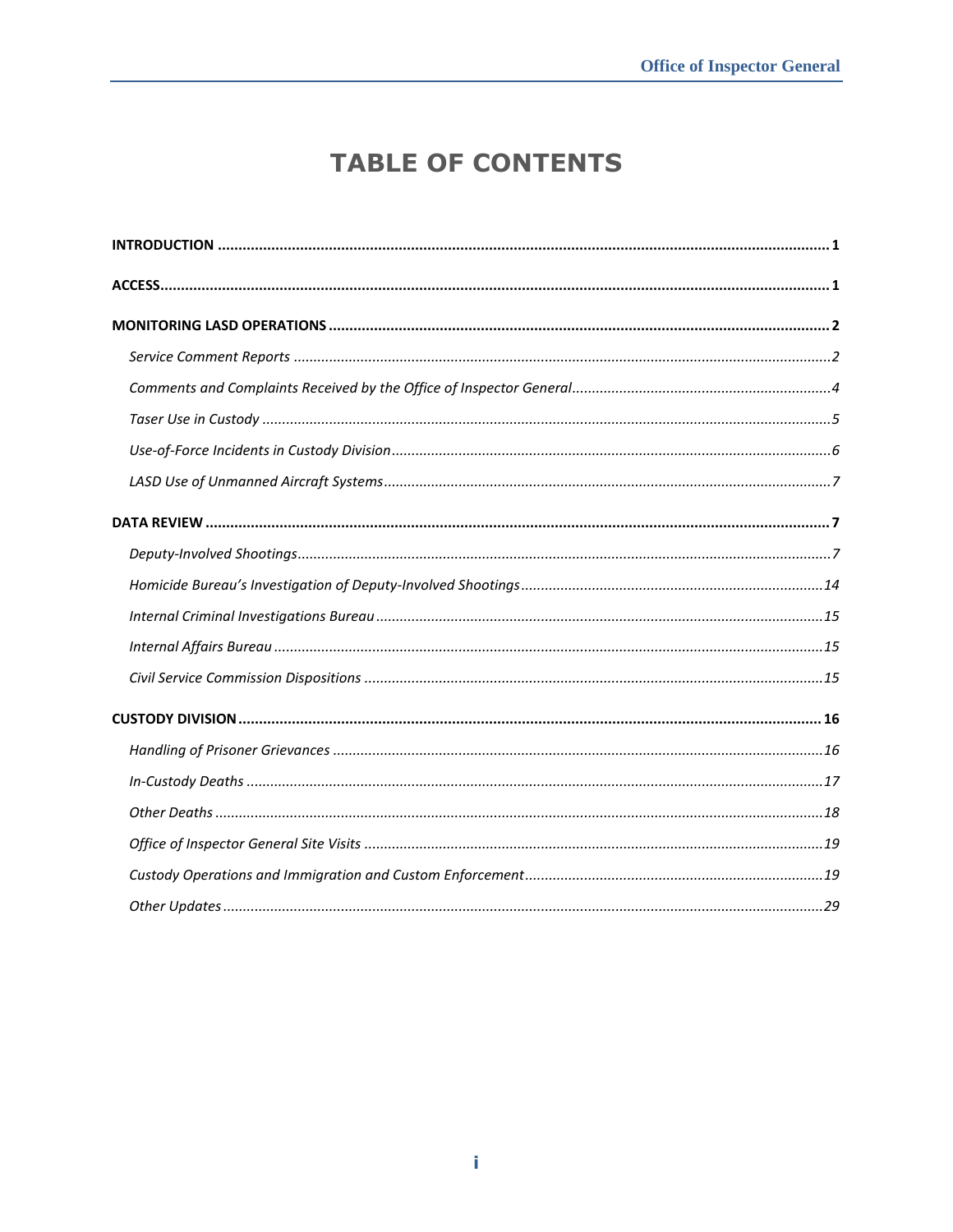# TABLE OF CONTENTS

**INTRODUCTION** .................................................................................................................................................. **1**

**ACCESS** .................................................................................................................................................................. **1**

**MONITORING LASD OPERATIONS** ......................................................................................................... **2**

*Service Comment Reports* ............................................................................................................................. *2*

*Comments and Complaints Received by the Office of Inspector General* .............................................. *4*

*Taser Use in Custody* ..................................................................................................................................... *5*

*Use-of-Force Incidents in Custody Division* .............................................................................................. *6*

*LASD Use of Unmanned Aircraft Systems* .................................................................................................. *7*

**DATA REVIEW** ...................................................................................................................................................... **7**

*Deputy-Involved Shootings* ............................................................................................................................ *7*

*Homicide Bureau's Investigation of Deputy-Involved Shootings* .............................................................. *14*

*Internal Criminal Investigations Bureau* ..................................................................................................... *15*

*Internal Affairs Bureau* .................................................................................................................................. *15*

*Civil Service Commission Dispositions* ....................................................................................................... *15*

**CUSTODY DIVISION** ......................................................................................................................................... **16**

*Handling of Prisoner Grievances* ................................................................................................................. *16*

*In-Custody Deaths* ......................................................................................................................................... *17*

*Other Deaths* ................................................................................................................................................... *18*

*Office of Inspector General Site Visits* ........................................................................................................ *19*

*Custody Operations and Immigration and Custom Enforcement* ............................................................ *19*

*Other Updates* ................................................................................................................................................. *29*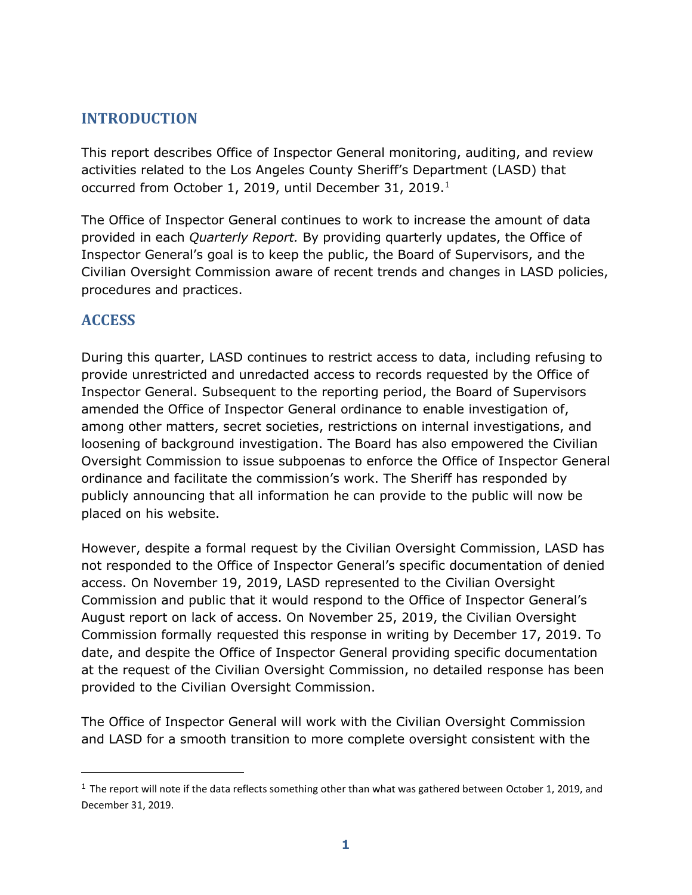## INTRODUCTION

This report describes Office of Inspector General monitoring, auditing, and review activities related to the Los Angeles County Sheriff's Department (LASD) that occurred from October 1, 2019, until December 31, 2019.[1]

The Office of Inspector General continues to work to increase the amount of data provided in each *Quarterly Report.* By providing quarterly updates, the Office of Inspector General's goal is to keep the public, the Board of Supervisors, and the Civilian Oversight Commission aware of recent trends and changes in LASD policies, procedures and practices.

## ACCESS

During this quarter, LASD continues to restrict access to data, including refusing to provide unrestricted and unredacted access to records requested by the Office of Inspector General. Subsequent to the reporting period, the Board of Supervisors amended the Office of Inspector General ordinance to enable investigation of, among other matters, secret societies, restrictions on internal investigations, and loosening of background investigation. The Board has also empowered the Civilian Oversight Commission to issue subpoenas to enforce the Office of Inspector General ordinance and facilitate the commission's work. The Sheriff has responded by publicly announcing that all information he can provide to the public will now be placed on his website.

However, despite a formal request by the Civilian Oversight Commission, LASD has not responded to the Office of Inspector General's specific documentation of denied access. On November 19, 2019, LASD represented to the Civilian Oversight Commission and public that it would respond to the Office of Inspector General's August report on lack of access. On November 25, 2019, the Civilian Oversight Commission formally requested this response in writing by December 17, 2019. To date, and despite the Office of Inspector General providing specific documentation at the request of the Civilian Oversight Commission, no detailed response has been provided to the Civilian Oversight Commission.

The Office of Inspector General will work with the Civilian Oversight Commission and LASD for a smooth transition to more complete oversight consistent with the

[1] The report will note if the data reflects something other than what was gathered between October 1, 2019, and December 31, 2019.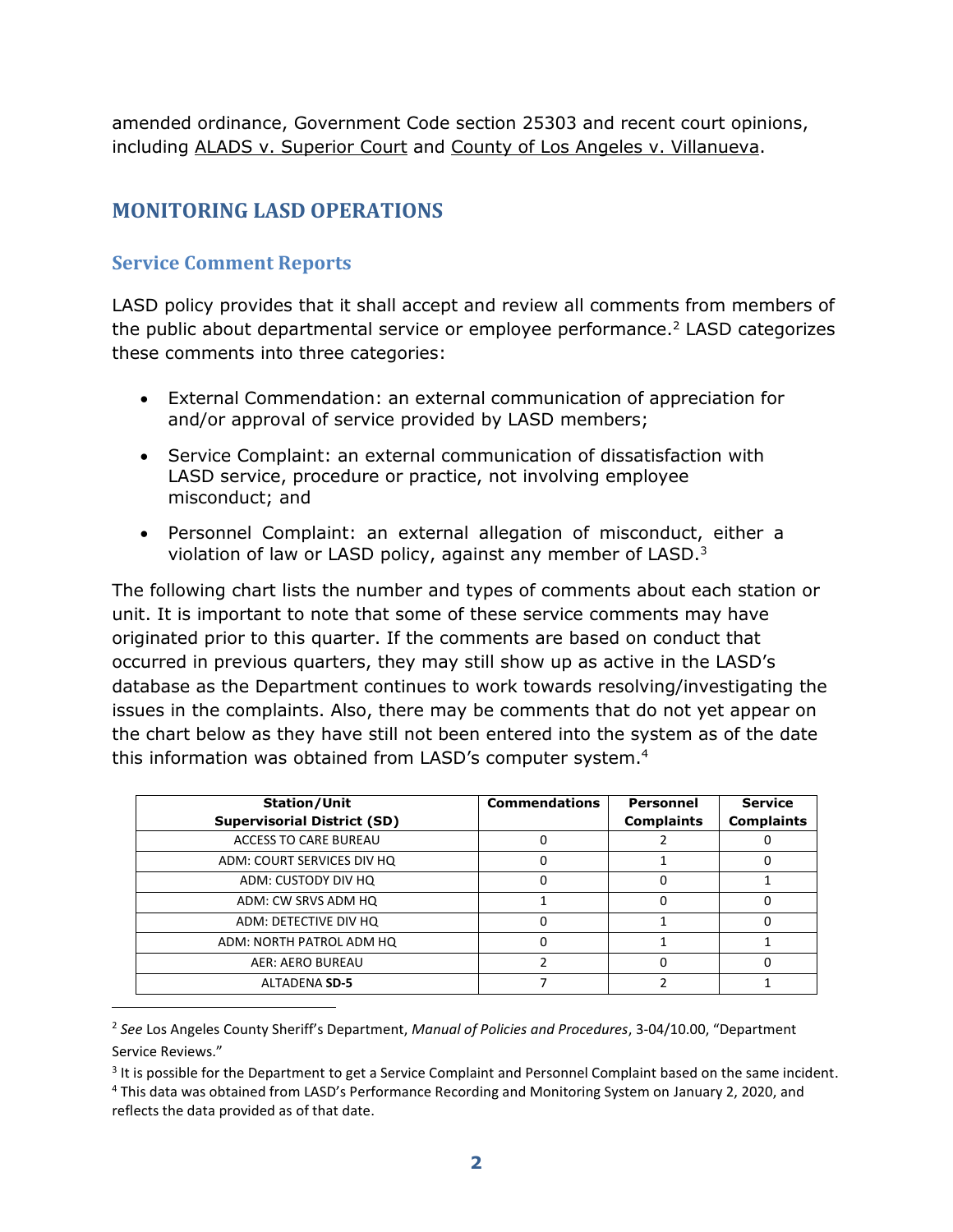amended ordinance, Government Code section 25303 and recent court opinions, including ALADS v. Superior Court and County of Los Angeles v. Villanueva.

## MONITORING LASD OPERATIONS

### Service Comment Reports

LASD policy provides that it shall accept and review all comments from members of the public about departmental service or employee performance.[2] LASD categorizes these comments into three categories:

- External Commendation: an external communication of appreciation for and/or approval of service provided by LASD members;
- Service Complaint: an external communication of dissatisfaction with LASD service, procedure or practice, not involving employee misconduct; and
- Personnel Complaint: an external allegation of misconduct, either a violation of law or LASD policy, against any member of LASD.[3]

The following chart lists the number and types of comments about each station or unit. It is important to note that some of these service comments may have originated prior to this quarter. If the comments are based on conduct that occurred in previous quarters, they may still show up as active in the LASD's database as the Department continues to work towards resolving/investigating the issues in the complaints. Also, there may be comments that do not yet appear on the chart below as they have still not been entered into the system as of the date this information was obtained from LASD's computer system.[4]

| Station/Unit Supervisorial District (SD) | Commendations | Personnel Complaints | Service Complaints |
|---|---|---|---|
| ACCESS TO CARE BUREAU | 0 | 2 | 0 |
| ADM: COURT SERVICES DIV HQ | 0 | 1 | 0 |
| ADM: CUSTODY DIV HQ | 0 | 0 | 1 |
| ADM: CW SRVS ADM HQ | 1 | 0 | 0 |
| ADM: DETECTIVE DIV HQ | 0 | 1 | 0 |
| ADM: NORTH PATROL ADM HQ | 0 | 1 | 1 |
| AER: AERO BUREAU | 2 | 0 | 0 |
| ALTADENA **SD-5** | 7 | 2 | 1 |

[2] *See* Los Angeles County Sheriff's Department, *Manual of Policies and Procedures*, 3-04/10.00, "Department Service Reviews."

[3] It is possible for the Department to get a Service Complaint and Personnel Complaint based on the same incident.

[4] This data was obtained from LASD's Performance Recording and Monitoring System on January 2, 2020, and reflects the data provided as of that date.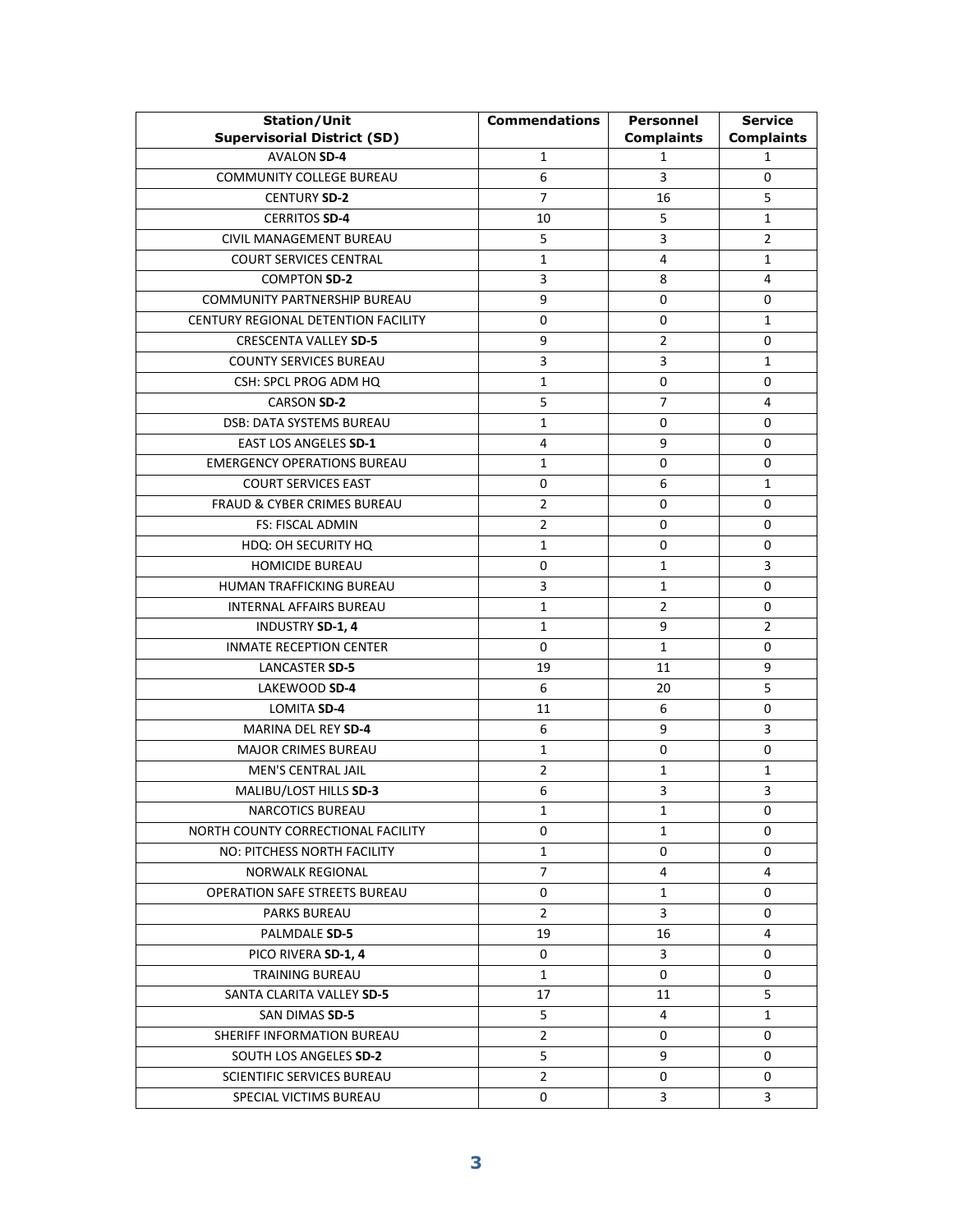| Station/Unit<br>Supervisorial District (SD) | Commendations | Personnel Complaints | Service Complaints |
|---|---|---|---|
| AVALON **SD-4** | 1 | 1 | 1 |
| COMMUNITY COLLEGE BUREAU | 6 | 3 | 0 |
| CENTURY **SD-2** | 7 | 16 | 5 |
| CERRITOS **SD-4** | 10 | 5 | 1 |
| CIVIL MANAGEMENT BUREAU | 5 | 3 | 2 |
| COURT SERVICES CENTRAL | 1 | 4 | 1 |
| COMPTON **SD-2** | 3 | 8 | 4 |
| COMMUNITY PARTNERSHIP BUREAU | 9 | 0 | 0 |
| CENTURY REGIONAL DETENTION FACILITY | 0 | 0 | 1 |
| CRESCENTA VALLEY **SD-5** | 9 | 2 | 0 |
| COUNTY SERVICES BUREAU | 3 | 3 | 1 |
| CSH: SPCL PROG ADM HQ | 1 | 0 | 0 |
| CARSON **SD-2** | 5 | 7 | 4 |
| DSB: DATA SYSTEMS BUREAU | 1 | 0 | 0 |
| EAST LOS ANGELES **SD-1** | 4 | 9 | 0 |
| EMERGENCY OPERATIONS BUREAU | 1 | 0 | 0 |
| COURT SERVICES EAST | 0 | 6 | 1 |
| FRAUD & CYBER CRIMES BUREAU | 2 | 0 | 0 |
| FS: FISCAL ADMIN | 2 | 0 | 0 |
| HDQ: OH SECURITY HQ | 1 | 0 | 0 |
| HOMICIDE BUREAU | 0 | 1 | 3 |
| HUMAN TRAFFICKING BUREAU | 3 | 1 | 0 |
| INTERNAL AFFAIRS BUREAU | 1 | 2 | 0 |
| INDUSTRY **SD-1, 4** | 1 | 9 | 2 |
| INMATE RECEPTION CENTER | 0 | 1 | 0 |
| LANCASTER **SD-5** | 19 | 11 | 9 |
| LAKEWOOD **SD-4** | 6 | 20 | 5 |
| LOMITA **SD-4** | 11 | 6 | 0 |
| MARINA DEL REY **SD-4** | 6 | 9 | 3 |
| MAJOR CRIMES BUREAU | 1 | 0 | 0 |
| MEN'S CENTRAL JAIL | 2 | 1 | 1 |
| MALIBU/LOST HILLS **SD-3** | 6 | 3 | 3 |
| NARCOTICS BUREAU | 1 | 1 | 0 |
| NORTH COUNTY CORRECTIONAL FACILITY | 0 | 1 | 0 |
| NO: PITCHESS NORTH FACILITY | 1 | 0 | 0 |
| NORWALK REGIONAL | 7 | 4 | 4 |
| OPERATION SAFE STREETS BUREAU | 0 | 1 | 0 |
| PARKS BUREAU | 2 | 3 | 0 |
| PALMDALE **SD-5** | 19 | 16 | 4 |
| PICO RIVERA **SD-1, 4** | 0 | 3 | 0 |
| TRAINING BUREAU | 1 | 0 | 0 |
| SANTA CLARITA VALLEY **SD-5** | 17 | 11 | 5 |
| SAN DIMAS **SD-5** | 5 | 4 | 1 |
| SHERIFF INFORMATION BUREAU | 2 | 0 | 0 |
| SOUTH LOS ANGELES **SD-2** | 5 | 9 | 0 |
| SCIENTIFIC SERVICES BUREAU | 2 | 0 | 0 |
| SPECIAL VICTIMS BUREAU | 0 | 3 | 3 |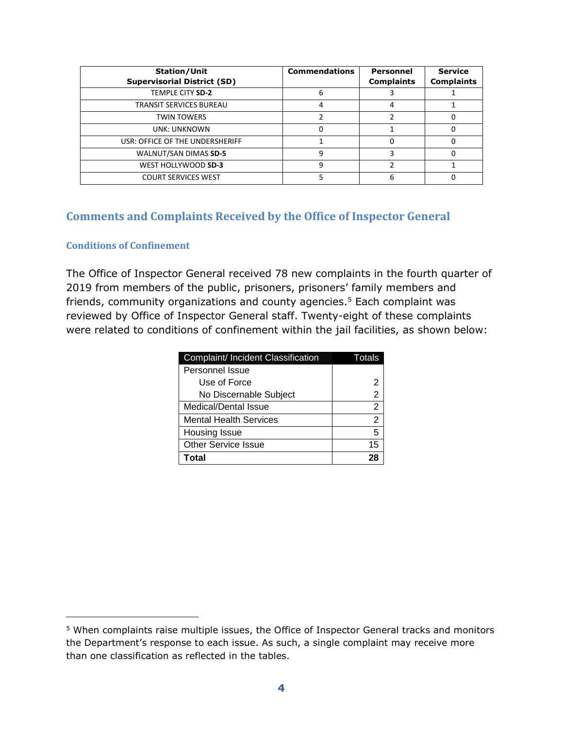| Station/Unit Supervisorial District (SD) | Commendations | Personnel Complaints | Service Complaints |
|---|---|---|---|
| TEMPLE CITY **SD-2** | 6 | 3 | 1 |
| TRANSIT SERVICES BUREAU | 4 | 4 | 1 |
| TWIN TOWERS | 2 | 2 | 0 |
| UNK: UNKNOWN | 0 | 1 | 0 |
| USR: OFFICE OF THE UNDERSHERIFF | 1 | 0 | 0 |
| WALNUT/SAN DIMAS **SD-5** | 9 | 3 | 0 |
| WEST HOLLYWOOD **SD-3** | 9 | 2 | 1 |
| COURT SERVICES WEST | 5 | 6 | 0 |

## Comments and Complaints Received by the Office of Inspector General

### Conditions of Confinement

The Office of Inspector General received 78 new complaints in the fourth quarter of 2019 from members of the public, prisoners, prisoners' family members and friends, community organizations and county agencies.[5] Each complaint was reviewed by Office of Inspector General staff. Twenty-eight of these complaints were related to conditions of confinement within the jail facilities, as shown below:

| Complaint/ Incident Classification | Totals |
|---|---|
| Personnel Issue | |
| Use of Force | 2 |
| No Discernable Subject | 2 |
| Medical/Dental Issue | 2 |
| Mental Health Services | 2 |
| Housing Issue | 5 |
| Other Service Issue | 15 |
| **Total** | **28** |

[5] When complaints raise multiple issues, the Office of Inspector General tracks and monitors the Department's response to each issue. As such, a single complaint may receive more than one classification as reflected in the tables.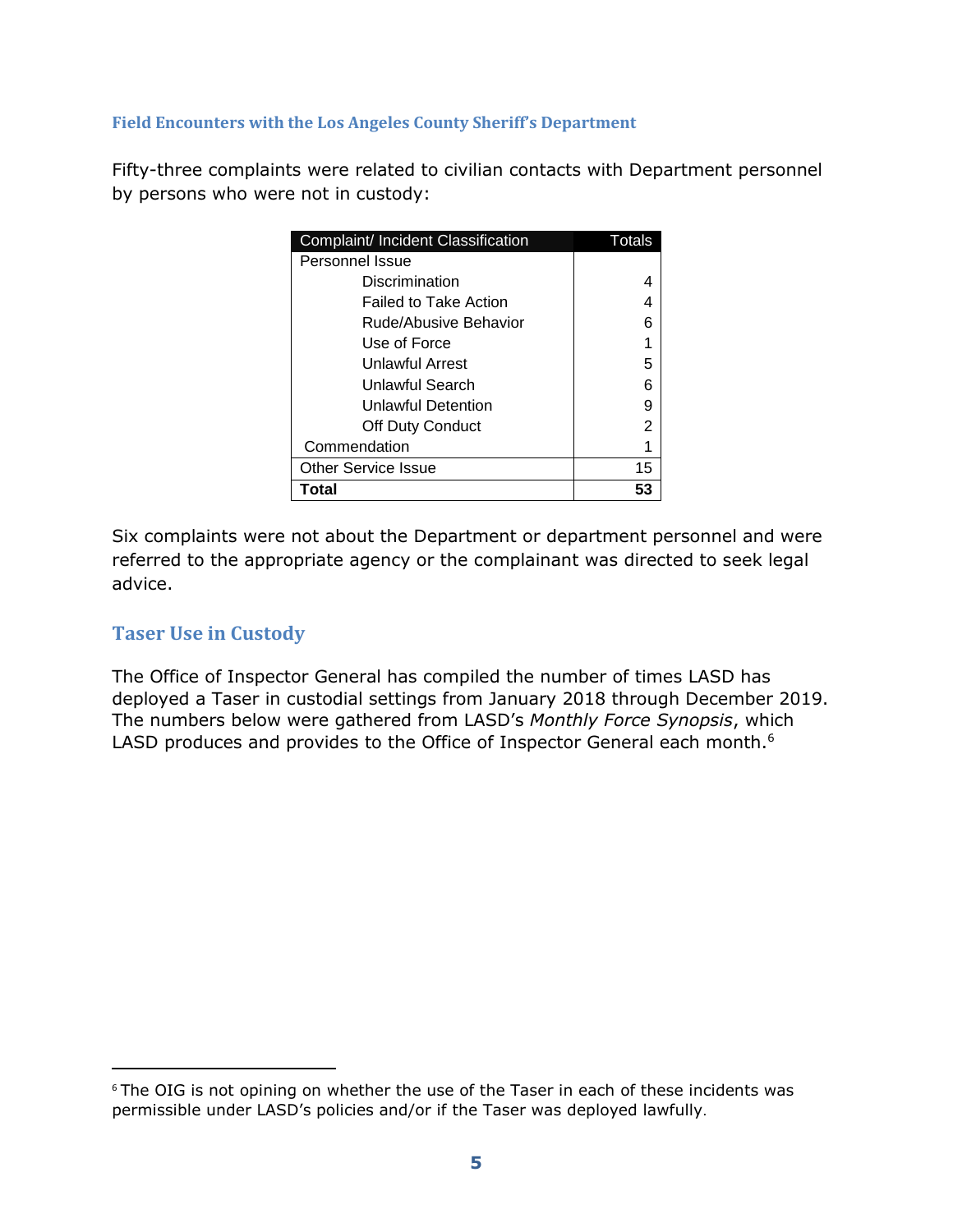### Field Encounters with the Los Angeles County Sheriff's Department

Fifty-three complaints were related to civilian contacts with Department personnel by persons who were not in custody:

| Complaint/ Incident Classification | Totals |
|---|---|
| Personnel Issue | |
| Discrimination | 4 |
| Failed to Take Action | 4 |
| Rude/Abusive Behavior | 6 |
| Use of Force | 1 |
| Unlawful Arrest | 5 |
| Unlawful Search | 6 |
| Unlawful Detention | 9 |
| Off Duty Conduct | 2 |
| Commendation | 1 |
| Other Service Issue | 15 |
| **Total** | **53** |

Six complaints were not about the Department or department personnel and were referred to the appropriate agency or the complainant was directed to seek legal advice.

## Taser Use in Custody

The Office of Inspector General has compiled the number of times LASD has deployed a Taser in custodial settings from January 2018 through December 2019. The numbers below were gathered from LASD's *Monthly Force Synopsis*, which LASD produces and provides to the Office of Inspector General each month.[6]

[6] The OIG is not opining on whether the use of the Taser in each of these incidents was permissible under LASD's policies and/or if the Taser was deployed lawfully.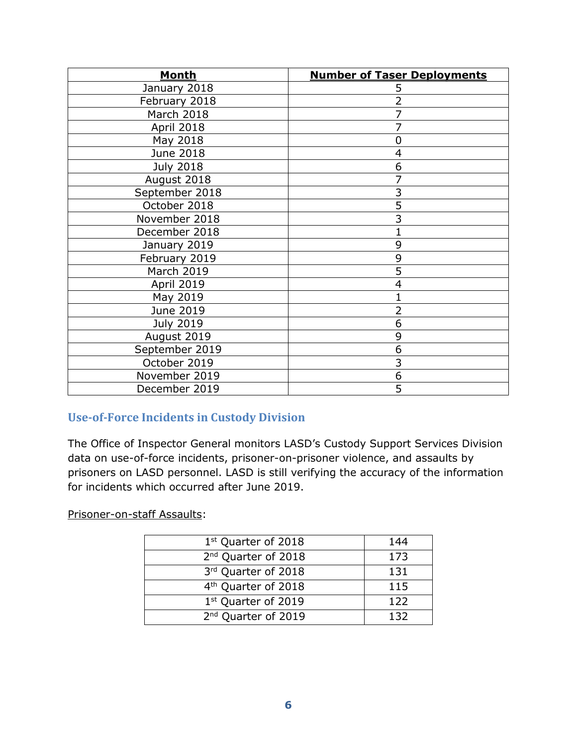| Month | Number of Taser Deployments |
|---|---|
| January 2018 | 5 |
| February 2018 | 2 |
| March 2018 | 7 |
| April 2018 | 7 |
| May 2018 | 0 |
| June 2018 | 4 |
| July 2018 | 6 |
| August 2018 | 7 |
| September 2018 | 3 |
| October 2018 | 5 |
| November 2018 | 3 |
| December 2018 | 1 |
| January 2019 | 9 |
| February 2019 | 9 |
| March 2019 | 5 |
| April 2019 | 4 |
| May 2019 | 1 |
| June 2019 | 2 |
| July 2019 | 6 |
| August 2019 | 9 |
| September 2019 | 6 |
| October 2019 | 3 |
| November 2019 | 6 |
| December 2019 | 5 |

## Use-of-Force Incidents in Custody Division

The Office of Inspector General monitors LASD's Custody Support Services Division data on use-of-force incidents, prisoner-on-prisoner violence, and assaults by prisoners on LASD personnel. LASD is still verifying the accuracy of the information for incidents which occurred after June 2019.

Prisoner-on-staff Assaults:

| | |
|---|---|
| 1st Quarter of 2018 | 144 |
| 2nd Quarter of 2018 | 173 |
| 3rd Quarter of 2018 | 131 |
| 4th Quarter of 2018 | 115 |
| 1st Quarter of 2019 | 122 |
| 2nd Quarter of 2019 | 132 |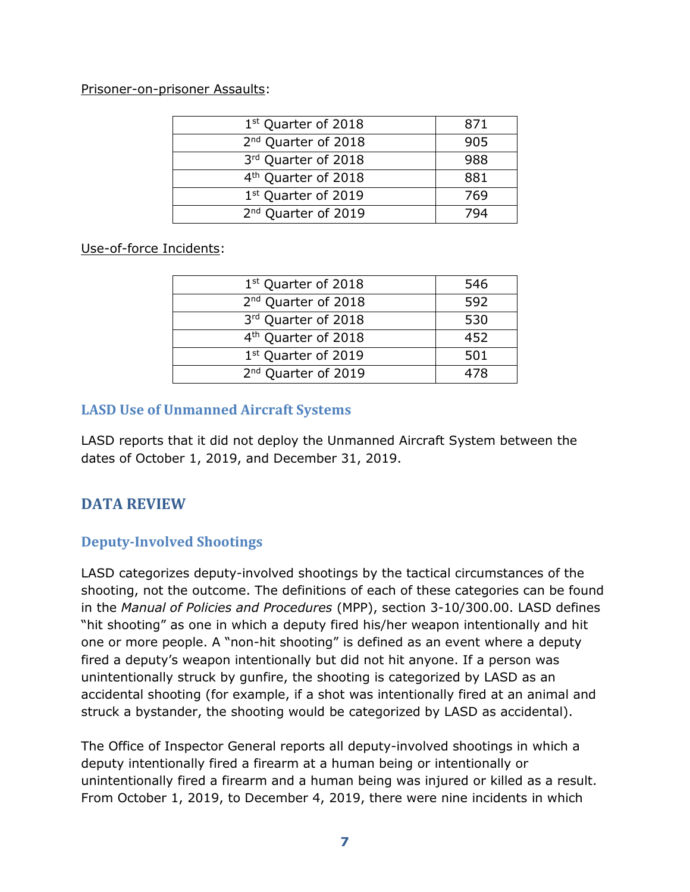Prisoner-on-prisoner Assaults:

| | |
|---|---|
| 1st Quarter of 2018 | 871 |
| 2nd Quarter of 2018 | 905 |
| 3rd Quarter of 2018 | 988 |
| 4th Quarter of 2018 | 881 |
| 1st Quarter of 2019 | 769 |
| 2nd Quarter of 2019 | 794 |

Use-of-force Incidents:

| | |
|---|---|
| 1st Quarter of 2018 | 546 |
| 2nd Quarter of 2018 | 592 |
| 3rd Quarter of 2018 | 530 |
| 4th Quarter of 2018 | 452 |
| 1st Quarter of 2019 | 501 |
| 2nd Quarter of 2019 | 478 |

### LASD Use of Unmanned Aircraft Systems

LASD reports that it did not deploy the Unmanned Aircraft System between the dates of October 1, 2019, and December 31, 2019.

## DATA REVIEW

### Deputy-Involved Shootings

LASD categorizes deputy-involved shootings by the tactical circumstances of the shooting, not the outcome. The definitions of each of these categories can be found in the *Manual of Policies and Procedures* (MPP), section 3-10/300.00. LASD defines "hit shooting" as one in which a deputy fired his/her weapon intentionally and hit one or more people. A "non-hit shooting" is defined as an event where a deputy fired a deputy's weapon intentionally but did not hit anyone. If a person was unintentionally struck by gunfire, the shooting is categorized by LASD as an accidental shooting (for example, if a shot was intentionally fired at an animal and struck a bystander, the shooting would be categorized by LASD as accidental).

The Office of Inspector General reports all deputy-involved shootings in which a deputy intentionally fired a firearm at a human being or intentionally or unintentionally fired a firearm and a human being was injured or killed as a result. From October 1, 2019, to December 4, 2019, there were nine incidents in which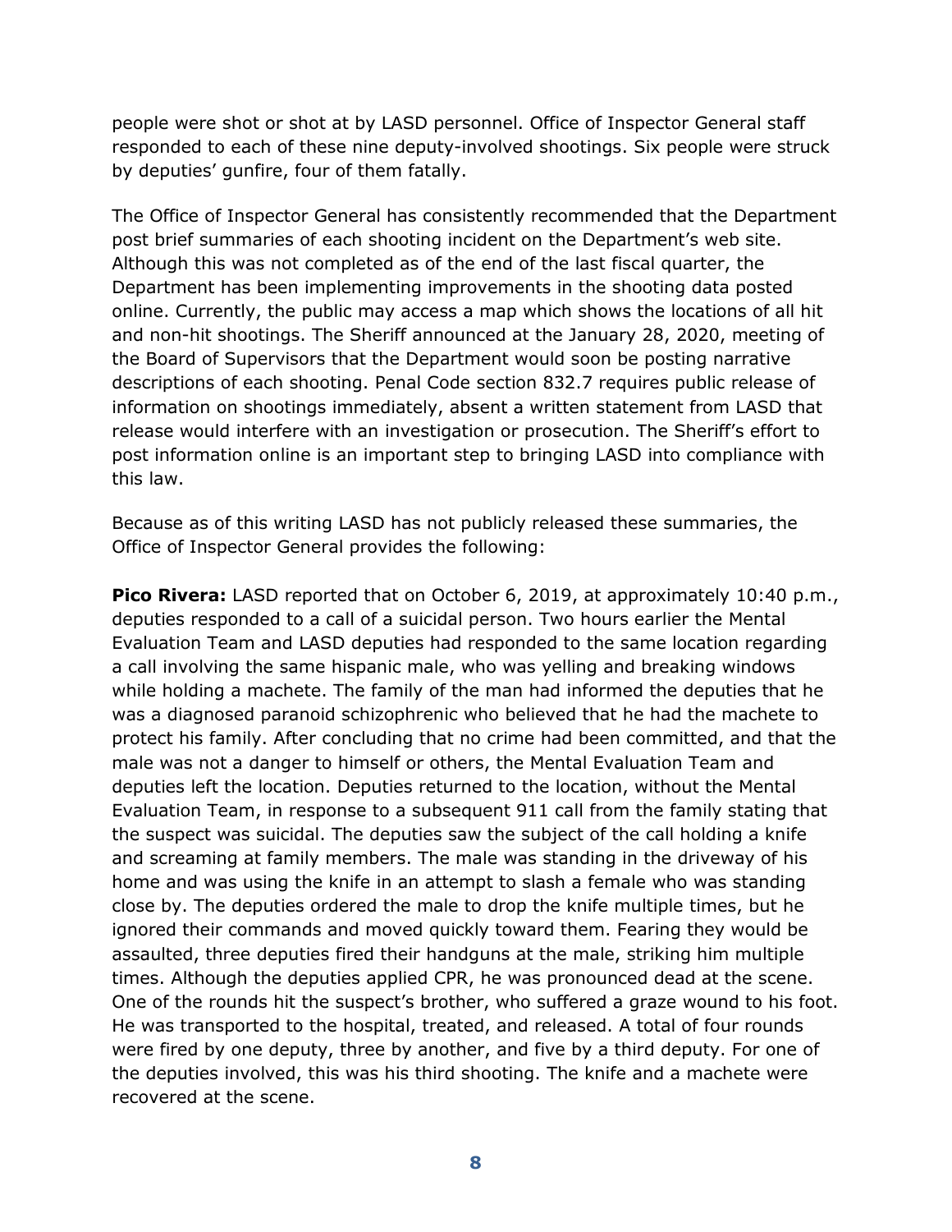people were shot or shot at by LASD personnel. Office of Inspector General staff responded to each of these nine deputy-involved shootings. Six people were struck by deputies' gunfire, four of them fatally.

The Office of Inspector General has consistently recommended that the Department post brief summaries of each shooting incident on the Department's web site. Although this was not completed as of the end of the last fiscal quarter, the Department has been implementing improvements in the shooting data posted online. Currently, the public may access a map which shows the locations of all hit and non-hit shootings. The Sheriff announced at the January 28, 2020, meeting of the Board of Supervisors that the Department would soon be posting narrative descriptions of each shooting. Penal Code section 832.7 requires public release of information on shootings immediately, absent a written statement from LASD that release would interfere with an investigation or prosecution. The Sheriff's effort to post information online is an important step to bringing LASD into compliance with this law.

Because as of this writing LASD has not publicly released these summaries, the Office of Inspector General provides the following:

**Pico Rivera:** LASD reported that on October 6, 2019, at approximately 10:40 p.m., deputies responded to a call of a suicidal person. Two hours earlier the Mental Evaluation Team and LASD deputies had responded to the same location regarding a call involving the same hispanic male, who was yelling and breaking windows while holding a machete. The family of the man had informed the deputies that he was a diagnosed paranoid schizophrenic who believed that he had the machete to protect his family. After concluding that no crime had been committed, and that the male was not a danger to himself or others, the Mental Evaluation Team and deputies left the location. Deputies returned to the location, without the Mental Evaluation Team, in response to a subsequent 911 call from the family stating that the suspect was suicidal. The deputies saw the subject of the call holding a knife and screaming at family members. The male was standing in the driveway of his home and was using the knife in an attempt to slash a female who was standing close by. The deputies ordered the male to drop the knife multiple times, but he ignored their commands and moved quickly toward them. Fearing they would be assaulted, three deputies fired their handguns at the male, striking him multiple times. Although the deputies applied CPR, he was pronounced dead at the scene. One of the rounds hit the suspect's brother, who suffered a graze wound to his foot. He was transported to the hospital, treated, and released. A total of four rounds were fired by one deputy, three by another, and five by a third deputy. For one of the deputies involved, this was his third shooting. The knife and a machete were recovered at the scene.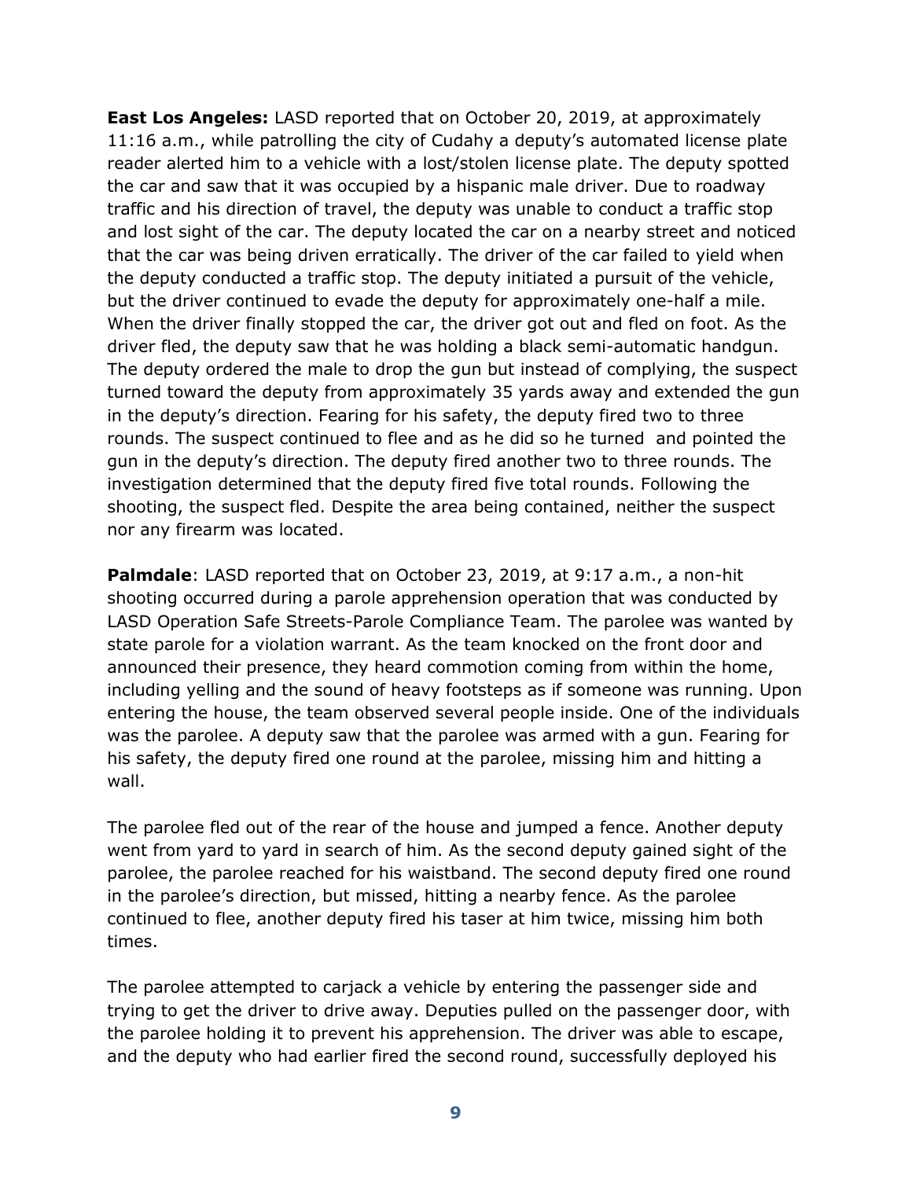**East Los Angeles:** LASD reported that on October 20, 2019, at approximately 11:16 a.m., while patrolling the city of Cudahy a deputy's automated license plate reader alerted him to a vehicle with a lost/stolen license plate. The deputy spotted the car and saw that it was occupied by a hispanic male driver. Due to roadway traffic and his direction of travel, the deputy was unable to conduct a traffic stop and lost sight of the car. The deputy located the car on a nearby street and noticed that the car was being driven erratically. The driver of the car failed to yield when the deputy conducted a traffic stop. The deputy initiated a pursuit of the vehicle, but the driver continued to evade the deputy for approximately one-half a mile. When the driver finally stopped the car, the driver got out and fled on foot. As the driver fled, the deputy saw that he was holding a black semi-automatic handgun. The deputy ordered the male to drop the gun but instead of complying, the suspect turned toward the deputy from approximately 35 yards away and extended the gun in the deputy's direction. Fearing for his safety, the deputy fired two to three rounds. The suspect continued to flee and as he did so he turned and pointed the gun in the deputy's direction. The deputy fired another two to three rounds. The investigation determined that the deputy fired five total rounds. Following the shooting, the suspect fled. Despite the area being contained, neither the suspect nor any firearm was located.

**Palmdale**: LASD reported that on October 23, 2019, at 9:17 a.m., a non-hit shooting occurred during a parole apprehension operation that was conducted by LASD Operation Safe Streets-Parole Compliance Team. The parolee was wanted by state parole for a violation warrant. As the team knocked on the front door and announced their presence, they heard commotion coming from within the home, including yelling and the sound of heavy footsteps as if someone was running. Upon entering the house, the team observed several people inside. One of the individuals was the parolee. A deputy saw that the parolee was armed with a gun. Fearing for his safety, the deputy fired one round at the parolee, missing him and hitting a wall.

The parolee fled out of the rear of the house and jumped a fence. Another deputy went from yard to yard in search of him. As the second deputy gained sight of the parolee, the parolee reached for his waistband. The second deputy fired one round in the parolee's direction, but missed, hitting a nearby fence. As the parolee continued to flee, another deputy fired his taser at him twice, missing him both times.

The parolee attempted to carjack a vehicle by entering the passenger side and trying to get the driver to drive away. Deputies pulled on the passenger door, with the parolee holding it to prevent his apprehension. The driver was able to escape, and the deputy who had earlier fired the second round, successfully deployed his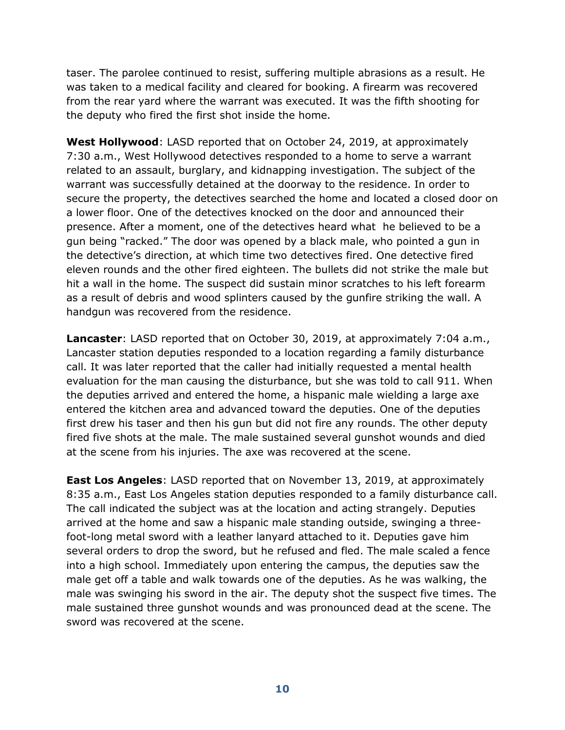taser. The parolee continued to resist, suffering multiple abrasions as a result. He was taken to a medical facility and cleared for booking. A firearm was recovered from the rear yard where the warrant was executed. It was the fifth shooting for the deputy who fired the first shot inside the home.

**West Hollywood**: LASD reported that on October 24, 2019, at approximately 7:30 a.m., West Hollywood detectives responded to a home to serve a warrant related to an assault, burglary, and kidnapping investigation. The subject of the warrant was successfully detained at the doorway to the residence. In order to secure the property, the detectives searched the home and located a closed door on a lower floor. One of the detectives knocked on the door and announced their presence. After a moment, one of the detectives heard what he believed to be a gun being "racked." The door was opened by a black male, who pointed a gun in the detective's direction, at which time two detectives fired. One detective fired eleven rounds and the other fired eighteen. The bullets did not strike the male but hit a wall in the home. The suspect did sustain minor scratches to his left forearm as a result of debris and wood splinters caused by the gunfire striking the wall. A handgun was recovered from the residence.

**Lancaster**: LASD reported that on October 30, 2019, at approximately 7:04 a.m., Lancaster station deputies responded to a location regarding a family disturbance call. It was later reported that the caller had initially requested a mental health evaluation for the man causing the disturbance, but she was told to call 911. When the deputies arrived and entered the home, a hispanic male wielding a large axe entered the kitchen area and advanced toward the deputies. One of the deputies first drew his taser and then his gun but did not fire any rounds. The other deputy fired five shots at the male. The male sustained several gunshot wounds and died at the scene from his injuries. The axe was recovered at the scene.

**East Los Angeles**: LASD reported that on November 13, 2019, at approximately 8:35 a.m., East Los Angeles station deputies responded to a family disturbance call. The call indicated the subject was at the location and acting strangely. Deputies arrived at the home and saw a hispanic male standing outside, swinging a three-foot-long metal sword with a leather lanyard attached to it. Deputies gave him several orders to drop the sword, but he refused and fled. The male scaled a fence into a high school. Immediately upon entering the campus, the deputies saw the male get off a table and walk towards one of the deputies. As he was walking, the male was swinging his sword in the air. The deputy shot the suspect five times. The male sustained three gunshot wounds and was pronounced dead at the scene. The sword was recovered at the scene.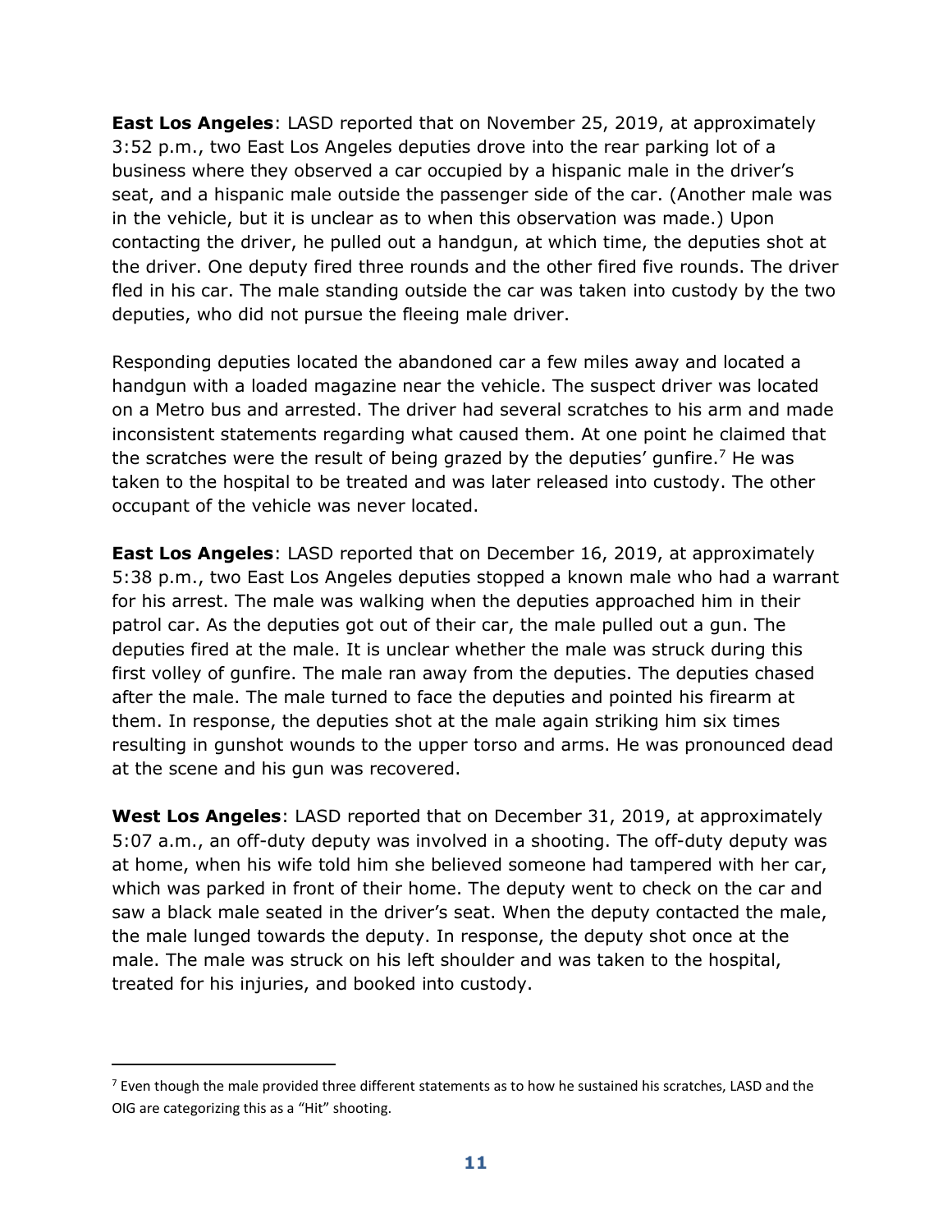**East Los Angeles**: LASD reported that on November 25, 2019, at approximately 3:52 p.m., two East Los Angeles deputies drove into the rear parking lot of a business where they observed a car occupied by a hispanic male in the driver's seat, and a hispanic male outside the passenger side of the car. (Another male was in the vehicle, but it is unclear as to when this observation was made.) Upon contacting the driver, he pulled out a handgun, at which time, the deputies shot at the driver. One deputy fired three rounds and the other fired five rounds. The driver fled in his car. The male standing outside the car was taken into custody by the two deputies, who did not pursue the fleeing male driver.

Responding deputies located the abandoned car a few miles away and located a handgun with a loaded magazine near the vehicle. The suspect driver was located on a Metro bus and arrested. The driver had several scratches to his arm and made inconsistent statements regarding what caused them. At one point he claimed that the scratches were the result of being grazed by the deputies' gunfire.[7] He was taken to the hospital to be treated and was later released into custody. The other occupant of the vehicle was never located.

**East Los Angeles**: LASD reported that on December 16, 2019, at approximately 5:38 p.m., two East Los Angeles deputies stopped a known male who had a warrant for his arrest. The male was walking when the deputies approached him in their patrol car. As the deputies got out of their car, the male pulled out a gun. The deputies fired at the male. It is unclear whether the male was struck during this first volley of gunfire. The male ran away from the deputies. The deputies chased after the male. The male turned to face the deputies and pointed his firearm at them. In response, the deputies shot at the male again striking him six times resulting in gunshot wounds to the upper torso and arms. He was pronounced dead at the scene and his gun was recovered.

**West Los Angeles**: LASD reported that on December 31, 2019, at approximately 5:07 a.m., an off-duty deputy was involved in a shooting. The off-duty deputy was at home, when his wife told him she believed someone had tampered with her car, which was parked in front of their home. The deputy went to check on the car and saw a black male seated in the driver's seat. When the deputy contacted the male, the male lunged towards the deputy. In response, the deputy shot once at the male. The male was struck on his left shoulder and was taken to the hospital, treated for his injuries, and booked into custody.

---

[7] Even though the male provided three different statements as to how he sustained his scratches, LASD and the OIG are categorizing this as a "Hit" shooting.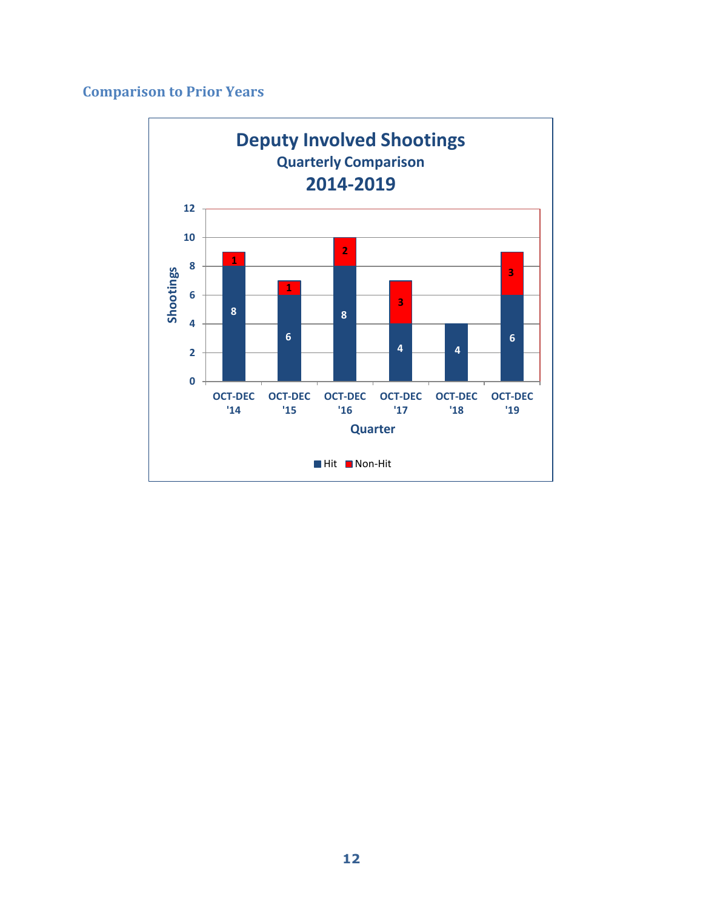## Comparison to Prior Years

**Deputy Involved Shootings**
**Quarterly Comparison**
**2014-2019**

| Quarter | Hit | Non-Hit |
|---|---|---|
| OCT-DEC '14 | 8 | 1 |
| OCT-DEC '15 | 6 | 1 |
| OCT-DEC '16 | 8 | 2 |
| OCT-DEC '17 | 4 | 3 |
| OCT-DEC '18 | 4 | |
| OCT-DEC '19 | 6 | 3 |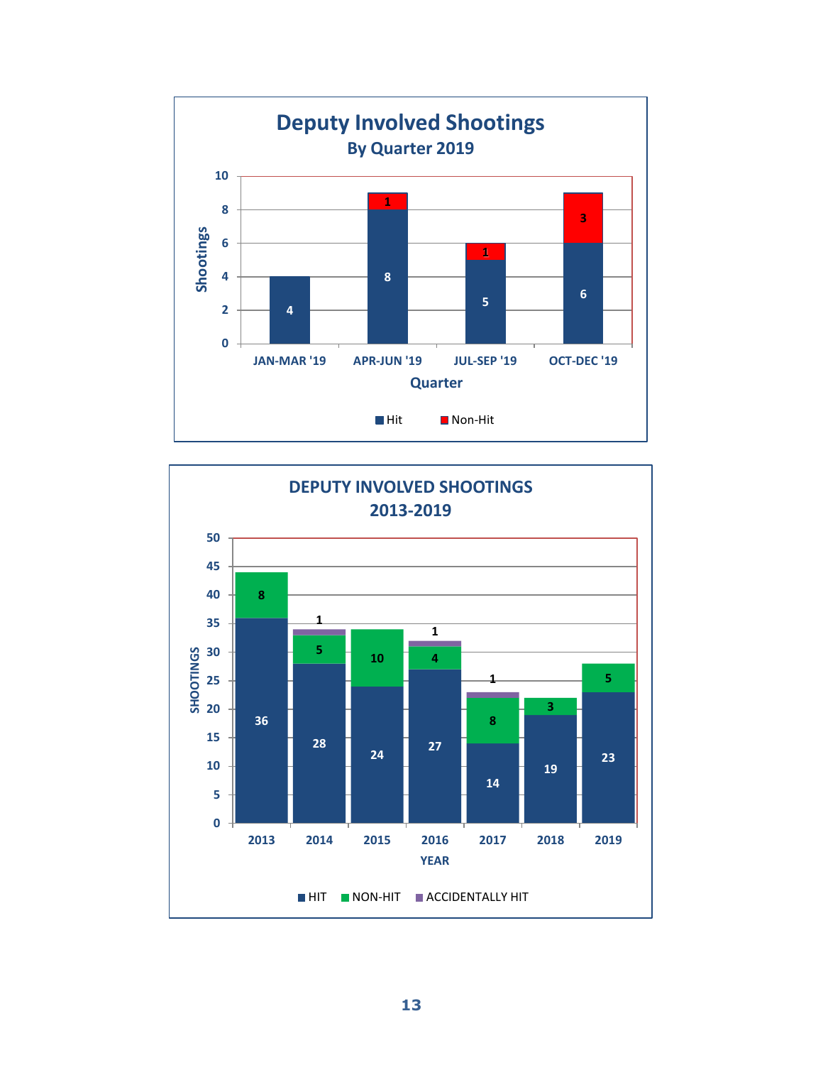## Deputy Involved Shootings

### By Quarter 2019

| Quarter | Hit | Non-Hit |
|---|---|---|
| JAN-MAR '19 | 4 | |
| APR-JUN '19 | 8 | 1 |
| JUL-SEP '19 | 5 | 1 |
| OCT-DEC '19 | 6 | 3 |

## DEPUTY INVOLVED SHOOTINGS 2013-2019

| YEAR | HIT | NON-HIT | ACCIDENTALLY HIT |
|---|---|---|---|
| 2013 | 36 | 8 | |
| 2014 | 28 | 5 | 1 |
| 2015 | 24 | 10 | |
| 2016 | 27 | 4 | 1 |
| 2017 | 14 | 8 | 1 |
| 2018 | 19 | 3 | |
| 2019 | 23 | 5 | |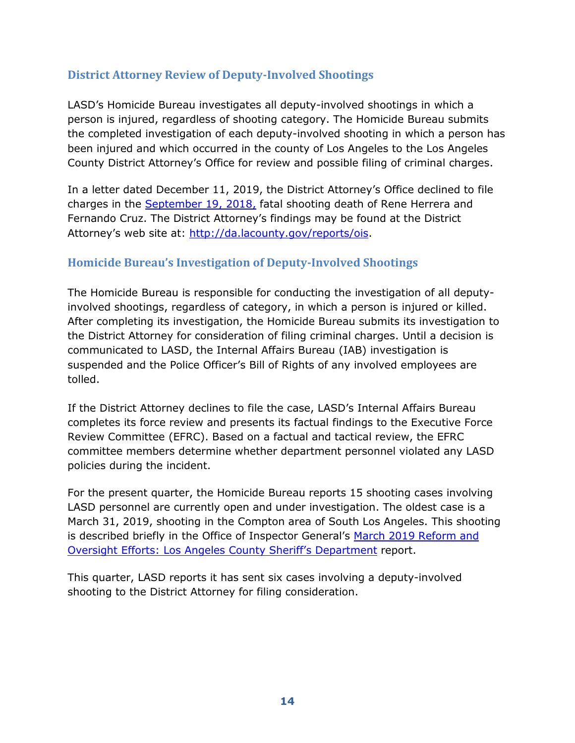## District Attorney Review of Deputy-Involved Shootings

LASD's Homicide Bureau investigates all deputy-involved shootings in which a person is injured, regardless of shooting category. The Homicide Bureau submits the completed investigation of each deputy-involved shooting in which a person has been injured and which occurred in the county of Los Angeles to the Los Angeles County District Attorney's Office for review and possible filing of criminal charges.

In a letter dated December 11, 2019, the District Attorney's Office declined to file charges in the September 19, 2018, fatal shooting death of Rene Herrera and Fernando Cruz. The District Attorney's findings may be found at the District Attorney's web site at: http://da.lacounty.gov/reports/ois.

## Homicide Bureau's Investigation of Deputy-Involved Shootings

The Homicide Bureau is responsible for conducting the investigation of all deputy-involved shootings, regardless of category, in which a person is injured or killed. After completing its investigation, the Homicide Bureau submits its investigation to the District Attorney for consideration of filing criminal charges. Until a decision is communicated to LASD, the Internal Affairs Bureau (IAB) investigation is suspended and the Police Officer's Bill of Rights of any involved employees are tolled.

If the District Attorney declines to file the case, LASD's Internal Affairs Bureau completes its force review and presents its factual findings to the Executive Force Review Committee (EFRC). Based on a factual and tactical review, the EFRC committee members determine whether department personnel violated any LASD policies during the incident.

For the present quarter, the Homicide Bureau reports 15 shooting cases involving LASD personnel are currently open and under investigation. The oldest case is a March 31, 2019, shooting in the Compton area of South Los Angeles. This shooting is described briefly in the Office of Inspector General's March 2019 Reform and Oversight Efforts: Los Angeles County Sheriff's Department report.

This quarter, LASD reports it has sent six cases involving a deputy-involved shooting to the District Attorney for filing consideration.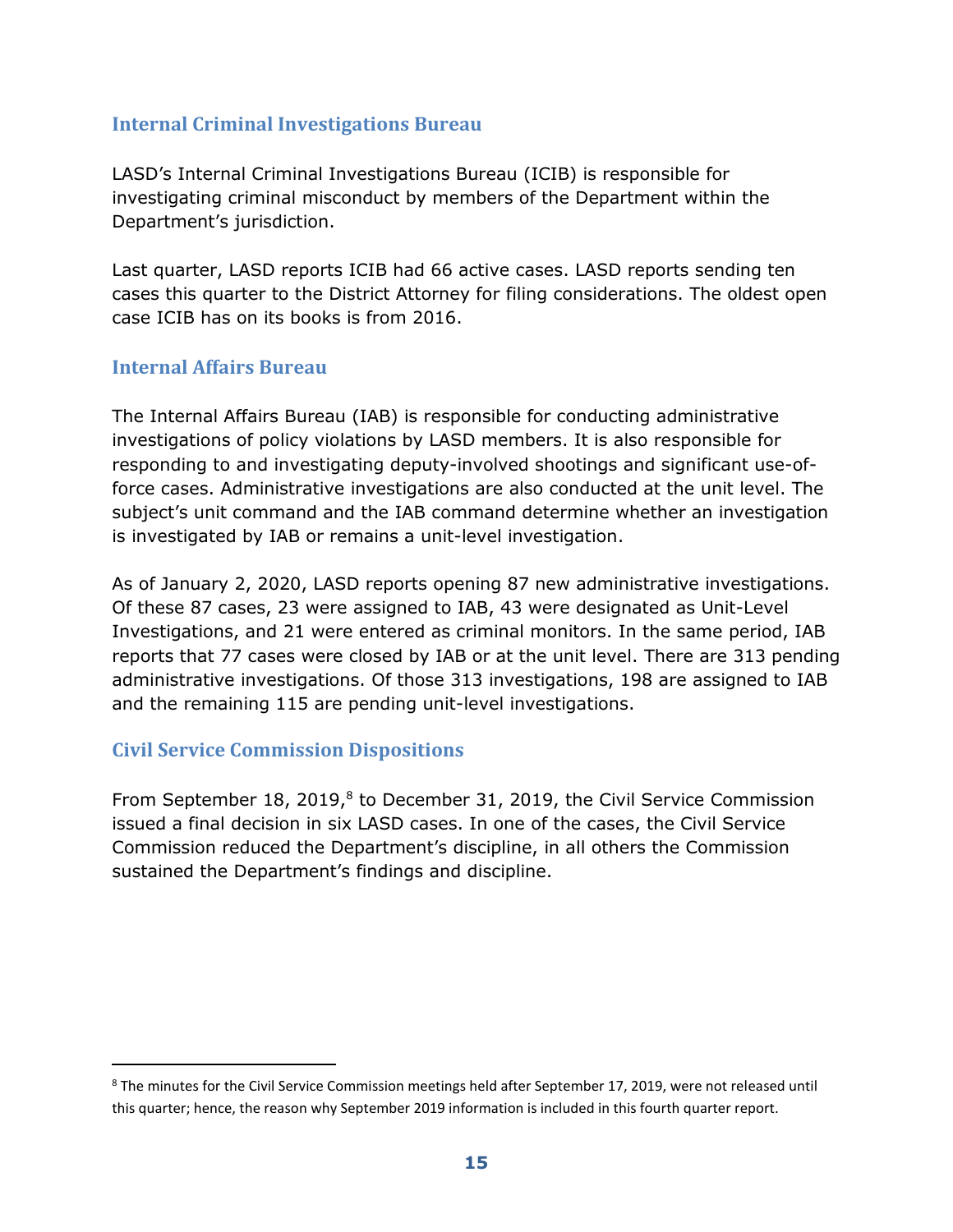## Internal Criminal Investigations Bureau

LASD's Internal Criminal Investigations Bureau (ICIB) is responsible for investigating criminal misconduct by members of the Department within the Department's jurisdiction.

Last quarter, LASD reports ICIB had 66 active cases. LASD reports sending ten cases this quarter to the District Attorney for filing considerations. The oldest open case ICIB has on its books is from 2016.

## Internal Affairs Bureau

The Internal Affairs Bureau (IAB) is responsible for conducting administrative investigations of policy violations by LASD members. It is also responsible for responding to and investigating deputy-involved shootings and significant use-of-force cases. Administrative investigations are also conducted at the unit level. The subject's unit command and the IAB command determine whether an investigation is investigated by IAB or remains a unit-level investigation.

As of January 2, 2020, LASD reports opening 87 new administrative investigations. Of these 87 cases, 23 were assigned to IAB, 43 were designated as Unit-Level Investigations, and 21 were entered as criminal monitors. In the same period, IAB reports that 77 cases were closed by IAB or at the unit level. There are 313 pending administrative investigations. Of those 313 investigations, 198 are assigned to IAB and the remaining 115 are pending unit-level investigations.

## Civil Service Commission Dispositions

From September 18, 2019,[8] to December 31, 2019, the Civil Service Commission issued a final decision in six LASD cases. In one of the cases, the Civil Service Commission reduced the Department's discipline, in all others the Commission sustained the Department's findings and discipline.

[8] The minutes for the Civil Service Commission meetings held after September 17, 2019, were not released until this quarter; hence, the reason why September 2019 information is included in this fourth quarter report.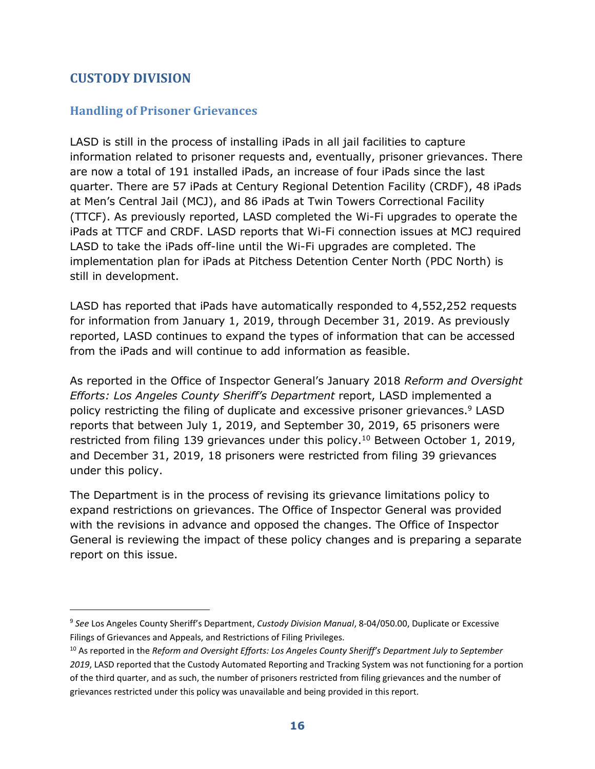## CUSTODY DIVISION

### Handling of Prisoner Grievances

LASD is still in the process of installing iPads in all jail facilities to capture information related to prisoner requests and, eventually, prisoner grievances. There are now a total of 191 installed iPads, an increase of four iPads since the last quarter. There are 57 iPads at Century Regional Detention Facility (CRDF), 48 iPads at Men's Central Jail (MCJ), and 86 iPads at Twin Towers Correctional Facility (TTCF). As previously reported, LASD completed the Wi-Fi upgrades to operate the iPads at TTCF and CRDF. LASD reports that Wi-Fi connection issues at MCJ required LASD to take the iPads off-line until the Wi-Fi upgrades are completed. The implementation plan for iPads at Pitchess Detention Center North (PDC North) is still in development.

LASD has reported that iPads have automatically responded to 4,552,252 requests for information from January 1, 2019, through December 31, 2019. As previously reported, LASD continues to expand the types of information that can be accessed from the iPads and will continue to add information as feasible.

As reported in the Office of Inspector General's January 2018 *Reform and Oversight Efforts: Los Angeles County Sheriff's Department* report, LASD implemented a policy restricting the filing of duplicate and excessive prisoner grievances.[9] LASD reports that between July 1, 2019, and September 30, 2019, 65 prisoners were restricted from filing 139 grievances under this policy.[10] Between October 1, 2019, and December 31, 2019, 18 prisoners were restricted from filing 39 grievances under this policy.

The Department is in the process of revising its grievance limitations policy to expand restrictions on grievances. The Office of Inspector General was provided with the revisions in advance and opposed the changes. The Office of Inspector General is reviewing the impact of these policy changes and is preparing a separate report on this issue.

---

[9] *See* Los Angeles County Sheriff's Department, *Custody Division Manual*, 8-04/050.00, Duplicate or Excessive Filings of Grievances and Appeals, and Restrictions of Filing Privileges.

[10] As reported in the *Reform and Oversight Efforts: Los Angeles County Sheriff's Department July to September 2019*, LASD reported that the Custody Automated Reporting and Tracking System was not functioning for a portion of the third quarter, and as such, the number of prisoners restricted from filing grievances and the number of grievances restricted under this policy was unavailable and being provided in this report.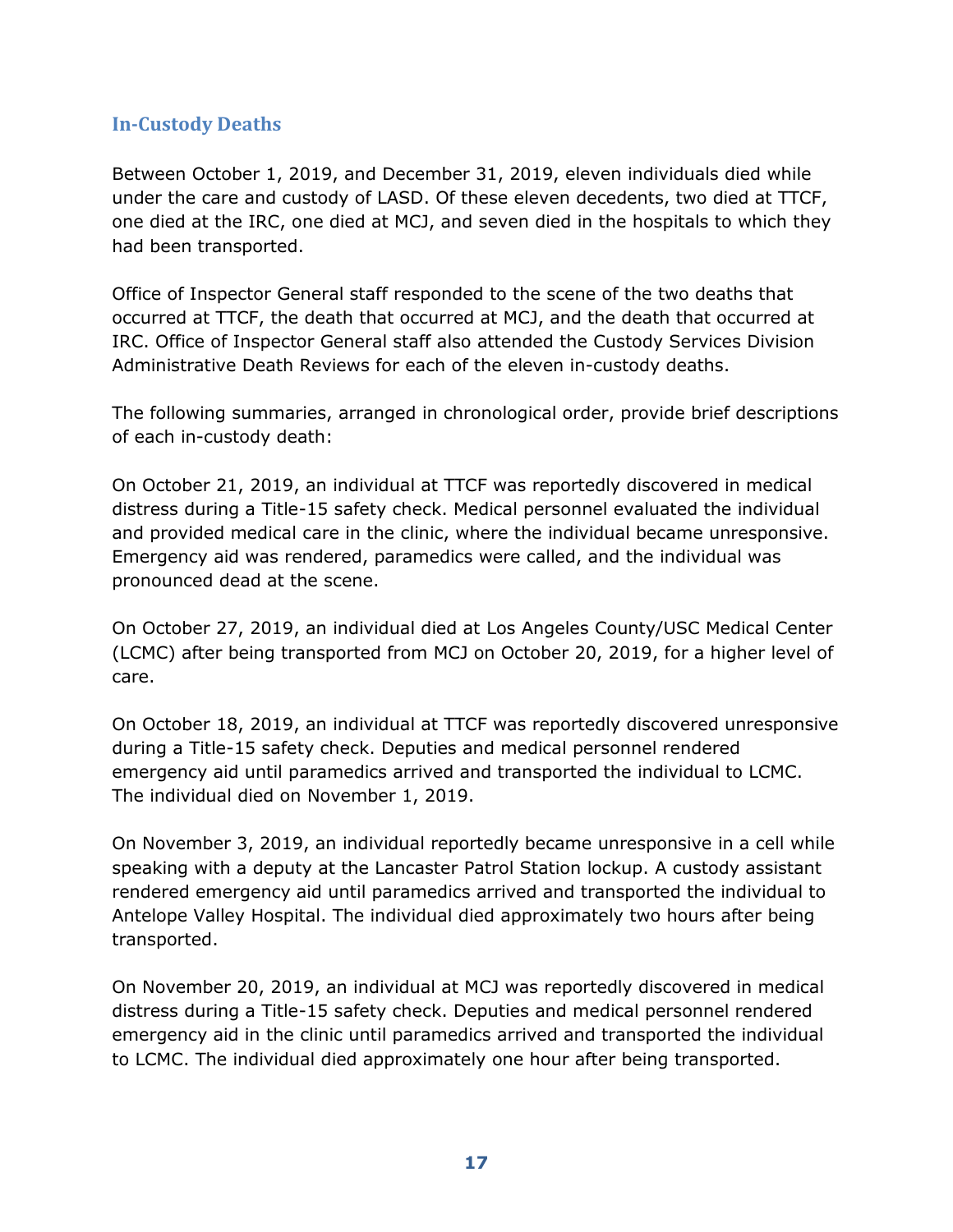## In-Custody Deaths

Between October 1, 2019, and December 31, 2019, eleven individuals died while under the care and custody of LASD. Of these eleven decedents, two died at TTCF, one died at the IRC, one died at MCJ, and seven died in the hospitals to which they had been transported.

Office of Inspector General staff responded to the scene of the two deaths that occurred at TTCF, the death that occurred at MCJ, and the death that occurred at IRC. Office of Inspector General staff also attended the Custody Services Division Administrative Death Reviews for each of the eleven in-custody deaths.

The following summaries, arranged in chronological order, provide brief descriptions of each in-custody death:

On October 21, 2019, an individual at TTCF was reportedly discovered in medical distress during a Title-15 safety check. Medical personnel evaluated the individual and provided medical care in the clinic, where the individual became unresponsive. Emergency aid was rendered, paramedics were called, and the individual was pronounced dead at the scene.

On October 27, 2019, an individual died at Los Angeles County/USC Medical Center (LCMC) after being transported from MCJ on October 20, 2019, for a higher level of care.

On October 18, 2019, an individual at TTCF was reportedly discovered unresponsive during a Title-15 safety check. Deputies and medical personnel rendered emergency aid until paramedics arrived and transported the individual to LCMC. The individual died on November 1, 2019.

On November 3, 2019, an individual reportedly became unresponsive in a cell while speaking with a deputy at the Lancaster Patrol Station lockup. A custody assistant rendered emergency aid until paramedics arrived and transported the individual to Antelope Valley Hospital. The individual died approximately two hours after being transported.

On November 20, 2019, an individual at MCJ was reportedly discovered in medical distress during a Title-15 safety check. Deputies and medical personnel rendered emergency aid in the clinic until paramedics arrived and transported the individual to LCMC. The individual died approximately one hour after being transported.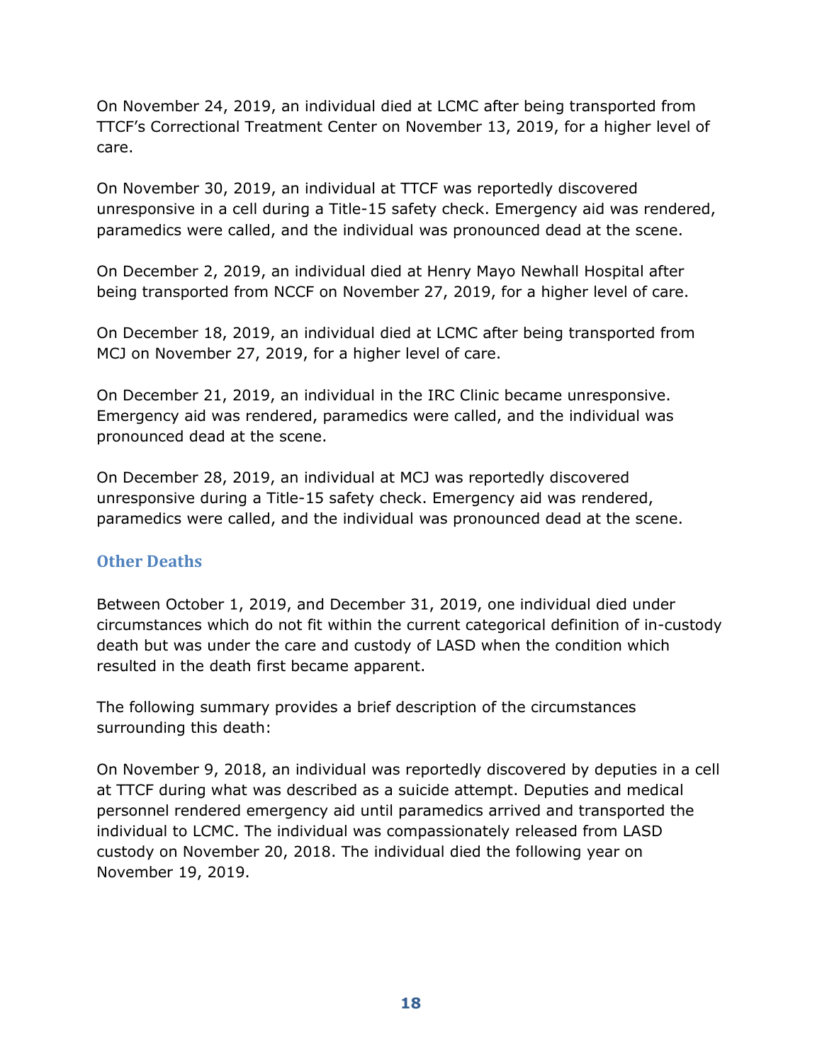On November 24, 2019, an individual died at LCMC after being transported from TTCF's Correctional Treatment Center on November 13, 2019, for a higher level of care.

On November 30, 2019, an individual at TTCF was reportedly discovered unresponsive in a cell during a Title-15 safety check. Emergency aid was rendered, paramedics were called, and the individual was pronounced dead at the scene.

On December 2, 2019, an individual died at Henry Mayo Newhall Hospital after being transported from NCCF on November 27, 2019, for a higher level of care.

On December 18, 2019, an individual died at LCMC after being transported from MCJ on November 27, 2019, for a higher level of care.

On December 21, 2019, an individual in the IRC Clinic became unresponsive. Emergency aid was rendered, paramedics were called, and the individual was pronounced dead at the scene.

On December 28, 2019, an individual at MCJ was reportedly discovered unresponsive during a Title-15 safety check. Emergency aid was rendered, paramedics were called, and the individual was pronounced dead at the scene.

### Other Deaths

Between October 1, 2019, and December 31, 2019, one individual died under circumstances which do not fit within the current categorical definition of in-custody death but was under the care and custody of LASD when the condition which resulted in the death first became apparent.

The following summary provides a brief description of the circumstances surrounding this death:

On November 9, 2018, an individual was reportedly discovered by deputies in a cell at TTCF during what was described as a suicide attempt. Deputies and medical personnel rendered emergency aid until paramedics arrived and transported the individual to LCMC. The individual was compassionately released from LASD custody on November 20, 2018. The individual died the following year on November 19, 2019.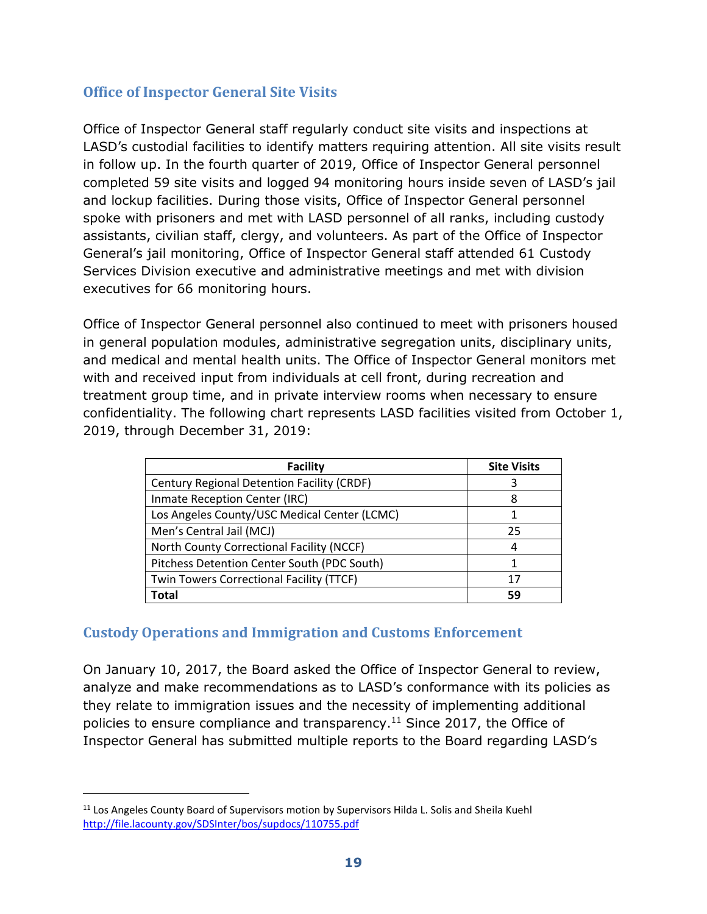## Office of Inspector General Site Visits

Office of Inspector General staff regularly conduct site visits and inspections at LASD's custodial facilities to identify matters requiring attention. All site visits result in follow up. In the fourth quarter of 2019, Office of Inspector General personnel completed 59 site visits and logged 94 monitoring hours inside seven of LASD's jail and lockup facilities. During those visits, Office of Inspector General personnel spoke with prisoners and met with LASD personnel of all ranks, including custody assistants, civilian staff, clergy, and volunteers. As part of the Office of Inspector General's jail monitoring, Office of Inspector General staff attended 61 Custody Services Division executive and administrative meetings and met with division executives for 66 monitoring hours.

Office of Inspector General personnel also continued to meet with prisoners housed in general population modules, administrative segregation units, disciplinary units, and medical and mental health units. The Office of Inspector General monitors met with and received input from individuals at cell front, during recreation and treatment group time, and in private interview rooms when necessary to ensure confidentiality. The following chart represents LASD facilities visited from October 1, 2019, through December 31, 2019:

| Facility | Site Visits |
|---|---|
| Century Regional Detention Facility (CRDF) | 3 |
| Inmate Reception Center (IRC) | 8 |
| Los Angeles County/USC Medical Center (LCMC) | 1 |
| Men's Central Jail (MCJ) | 25 |
| North County Correctional Facility (NCCF) | 4 |
| Pitchess Detention Center South (PDC South) | 1 |
| Twin Towers Correctional Facility (TTCF) | 17 |
| **Total** | **59** |

## Custody Operations and Immigration and Customs Enforcement

On January 10, 2017, the Board asked the Office of Inspector General to review, analyze and make recommendations as to LASD's conformance with its policies as they relate to immigration issues and the necessity of implementing additional policies to ensure compliance and transparency.[11] Since 2017, the Office of Inspector General has submitted multiple reports to the Board regarding LASD's

[11] Los Angeles County Board of Supervisors motion by Supervisors Hilda L. Solis and Sheila Kuehl http://file.lacounty.gov/SDSInter/bos/supdocs/110755.pdf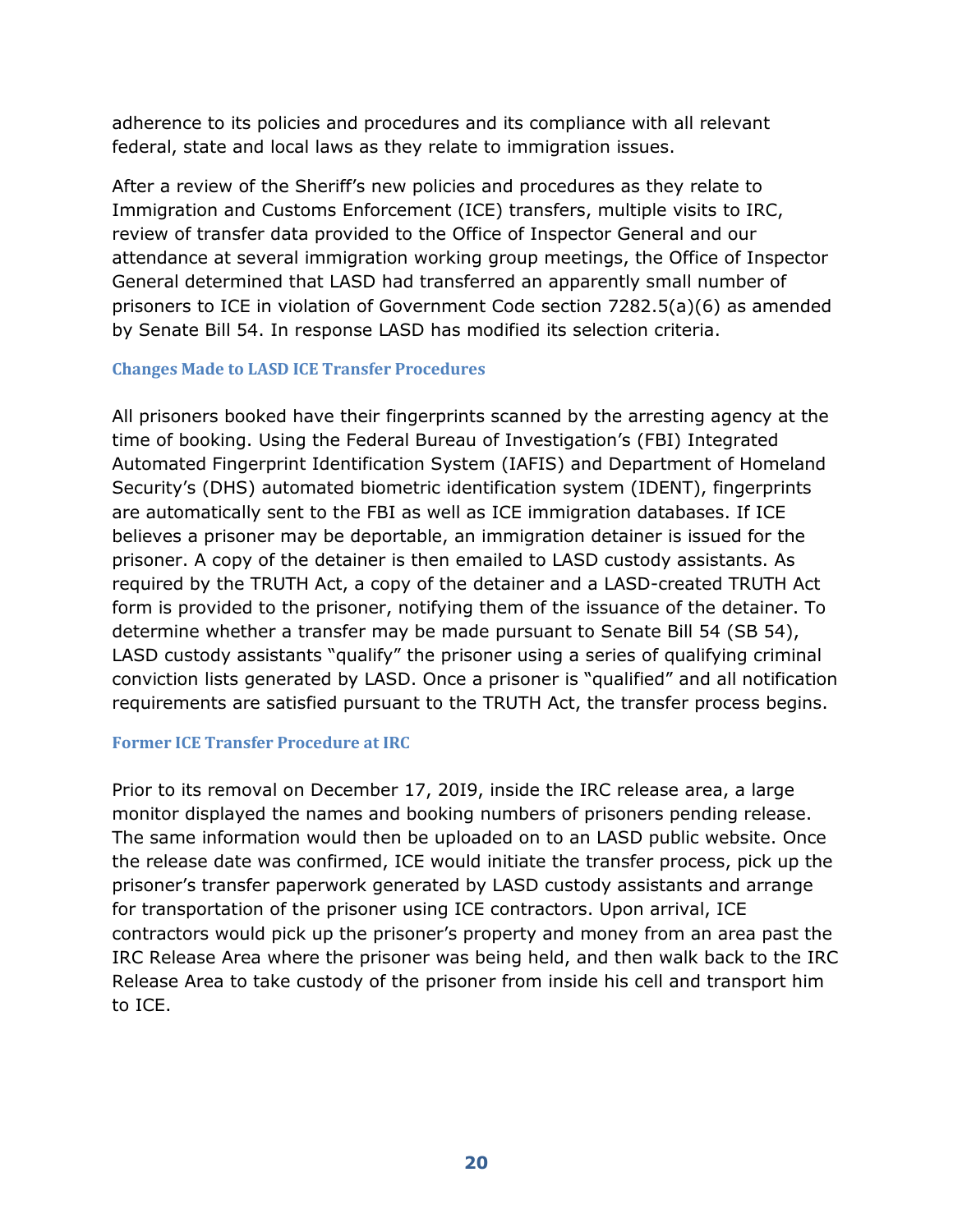adherence to its policies and procedures and its compliance with all relevant federal, state and local laws as they relate to immigration issues.

After a review of the Sheriff's new policies and procedures as they relate to Immigration and Customs Enforcement (ICE) transfers, multiple visits to IRC, review of transfer data provided to the Office of Inspector General and our attendance at several immigration working group meetings, the Office of Inspector General determined that LASD had transferred an apparently small number of prisoners to ICE in violation of Government Code section 7282.5(a)(6) as amended by Senate Bill 54. In response LASD has modified its selection criteria.

### Changes Made to LASD ICE Transfer Procedures

All prisoners booked have their fingerprints scanned by the arresting agency at the time of booking. Using the Federal Bureau of Investigation's (FBI) Integrated Automated Fingerprint Identification System (IAFIS) and Department of Homeland Security's (DHS) automated biometric identification system (IDENT), fingerprints are automatically sent to the FBI as well as ICE immigration databases. If ICE believes a prisoner may be deportable, an immigration detainer is issued for the prisoner. A copy of the detainer is then emailed to LASD custody assistants. As required by the TRUTH Act, a copy of the detainer and a LASD-created TRUTH Act form is provided to the prisoner, notifying them of the issuance of the detainer. To determine whether a transfer may be made pursuant to Senate Bill 54 (SB 54), LASD custody assistants "qualify" the prisoner using a series of qualifying criminal conviction lists generated by LASD. Once a prisoner is "qualified" and all notification requirements are satisfied pursuant to the TRUTH Act, the transfer process begins.

### Former ICE Transfer Procedure at IRC

Prior to its removal on December 17, 20I9, inside the IRC release area, a large monitor displayed the names and booking numbers of prisoners pending release. The same information would then be uploaded on to an LASD public website. Once the release date was confirmed, ICE would initiate the transfer process, pick up the prisoner's transfer paperwork generated by LASD custody assistants and arrange for transportation of the prisoner using ICE contractors. Upon arrival, ICE contractors would pick up the prisoner's property and money from an area past the IRC Release Area where the prisoner was being held, and then walk back to the IRC Release Area to take custody of the prisoner from inside his cell and transport him to ICE.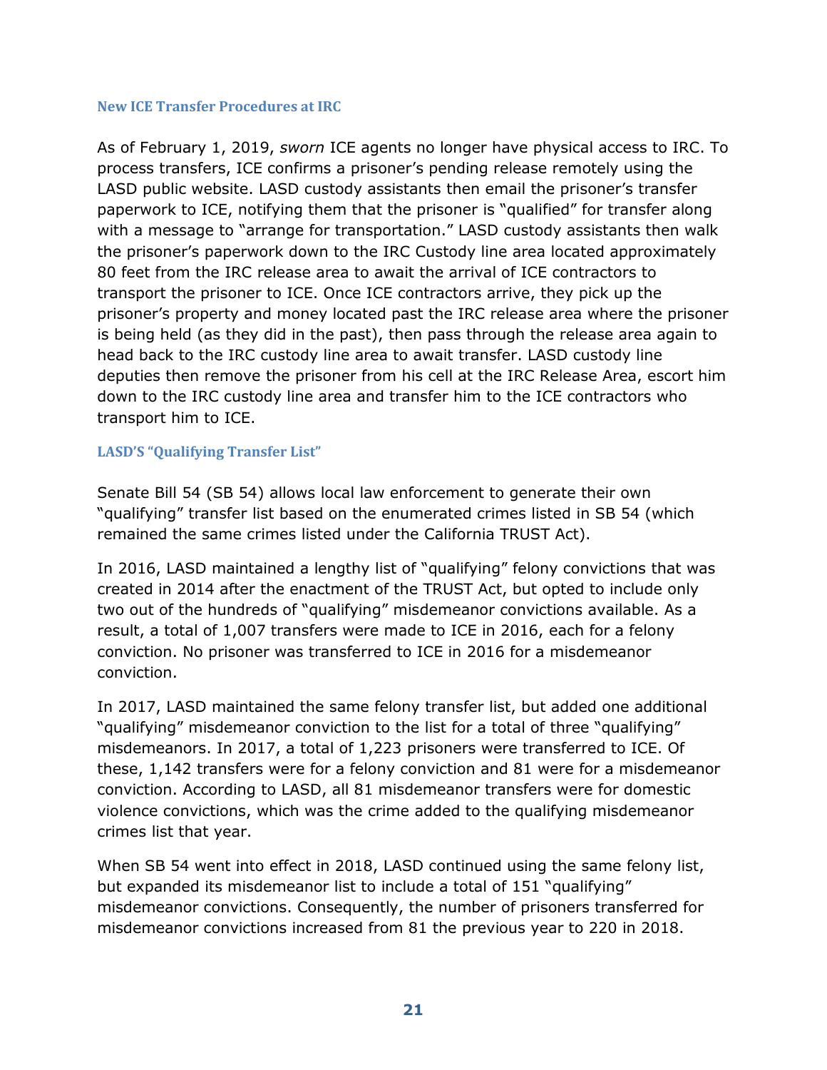### New ICE Transfer Procedures at IRC

As of February 1, 2019, *sworn* ICE agents no longer have physical access to IRC. To process transfers, ICE confirms a prisoner's pending release remotely using the LASD public website. LASD custody assistants then email the prisoner's transfer paperwork to ICE, notifying them that the prisoner is "qualified" for transfer along with a message to "arrange for transportation." LASD custody assistants then walk the prisoner's paperwork down to the IRC Custody line area located approximately 80 feet from the IRC release area to await the arrival of ICE contractors to transport the prisoner to ICE. Once ICE contractors arrive, they pick up the prisoner's property and money located past the IRC release area where the prisoner is being held (as they did in the past), then pass through the release area again to head back to the IRC custody line area to await transfer. LASD custody line deputies then remove the prisoner from his cell at the IRC Release Area, escort him down to the IRC custody line area and transfer him to the ICE contractors who transport him to ICE.

### LASD'S "Qualifying Transfer List"

Senate Bill 54 (SB 54) allows local law enforcement to generate their own "qualifying" transfer list based on the enumerated crimes listed in SB 54 (which remained the same crimes listed under the California TRUST Act).

In 2016, LASD maintained a lengthy list of "qualifying" felony convictions that was created in 2014 after the enactment of the TRUST Act, but opted to include only two out of the hundreds of "qualifying" misdemeanor convictions available. As a result, a total of 1,007 transfers were made to ICE in 2016, each for a felony conviction. No prisoner was transferred to ICE in 2016 for a misdemeanor conviction.

In 2017, LASD maintained the same felony transfer list, but added one additional "qualifying" misdemeanor conviction to the list for a total of three "qualifying" misdemeanors. In 2017, a total of 1,223 prisoners were transferred to ICE. Of these, 1,142 transfers were for a felony conviction and 81 were for a misdemeanor conviction. According to LASD, all 81 misdemeanor transfers were for domestic violence convictions, which was the crime added to the qualifying misdemeanor crimes list that year.

When SB 54 went into effect in 2018, LASD continued using the same felony list, but expanded its misdemeanor list to include a total of 151 "qualifying" misdemeanor convictions. Consequently, the number of prisoners transferred for misdemeanor convictions increased from 81 the previous year to 220 in 2018.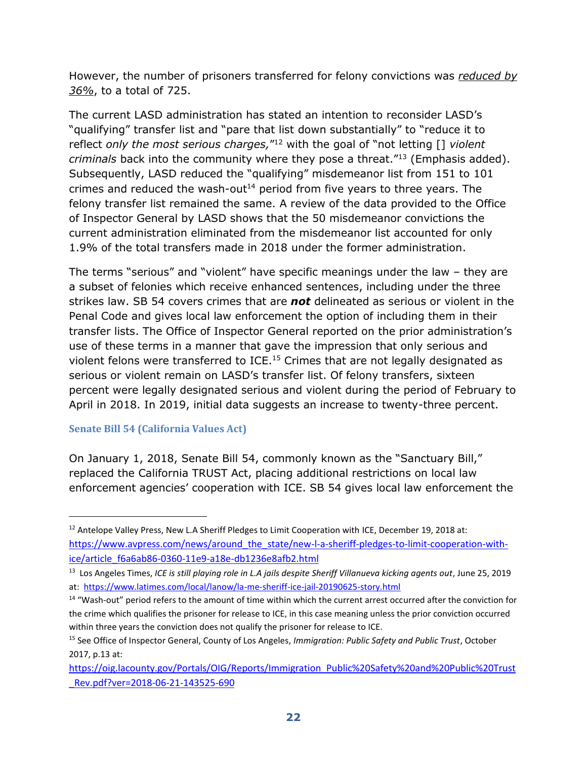However, the number of prisoners transferred for felony convictions was *reduced by 36%*, to a total of 725.

The current LASD administration has stated an intention to reconsider LASD's "qualifying" transfer list and "pare that list down substantially" to "reduce it to reflect *only the most serious charges,*"[12] with the goal of "not letting [] *violent criminals* back into the community where they pose a threat."[13] (Emphasis added). Subsequently, LASD reduced the "qualifying" misdemeanor list from 151 to 101 crimes and reduced the wash-out[14] period from five years to three years. The felony transfer list remained the same. A review of the data provided to the Office of Inspector General by LASD shows that the 50 misdemeanor convictions the current administration eliminated from the misdemeanor list accounted for only 1.9% of the total transfers made in 2018 under the former administration.

The terms "serious" and "violent" have specific meanings under the law – they are a subset of felonies which receive enhanced sentences, including under the three strikes law. SB 54 covers crimes that are ***not*** delineated as serious or violent in the Penal Code and gives local law enforcement the option of including them in their transfer lists. The Office of Inspector General reported on the prior administration's use of these terms in a manner that gave the impression that only serious and violent felons were transferred to ICE.[15] Crimes that are not legally designated as serious or violent remain on LASD's transfer list. Of felony transfers, sixteen percent were legally designated serious and violent during the period of February to April in 2018. In 2019, initial data suggests an increase to twenty-three percent.

### Senate Bill 54 (California Values Act)

On January 1, 2018, Senate Bill 54, commonly known as the "Sanctuary Bill," replaced the California TRUST Act, placing additional restrictions on local law enforcement agencies' cooperation with ICE. SB 54 gives local law enforcement the

---

[12] Antelope Valley Press, New L.A Sheriff Pledges to Limit Cooperation with ICE, December 19, 2018 at: https://www.avpress.com/news/around_the_state/new-l-a-sheriff-pledges-to-limit-cooperation-with-ice/article_f6a6ab86-0360-11e9-a18e-db1236e8afb2.html

[13] Los Angeles Times, *ICE is still playing role in L.A jails despite Sheriff Villanueva kicking agents out*, June 25, 2019 at: https://www.latimes.com/local/lanow/la-me-sheriff-ice-jail-20190625-story.html

[14] "Wash-out" period refers to the amount of time within which the current arrest occurred after the conviction for the crime which qualifies the prisoner for release to ICE, in this case meaning unless the prior conviction occurred within three years the conviction does not qualify the prisoner for release to ICE.

[15] See Office of Inspector General, County of Los Angeles, *Immigration: Public Safety and Public Trust*, October 2017, p.13 at: https://oig.lacounty.gov/Portals/OIG/Reports/Immigration_Public%20Safety%20and%20Public%20Trust_Rev.pdf?ver=2018-06-21-143525-690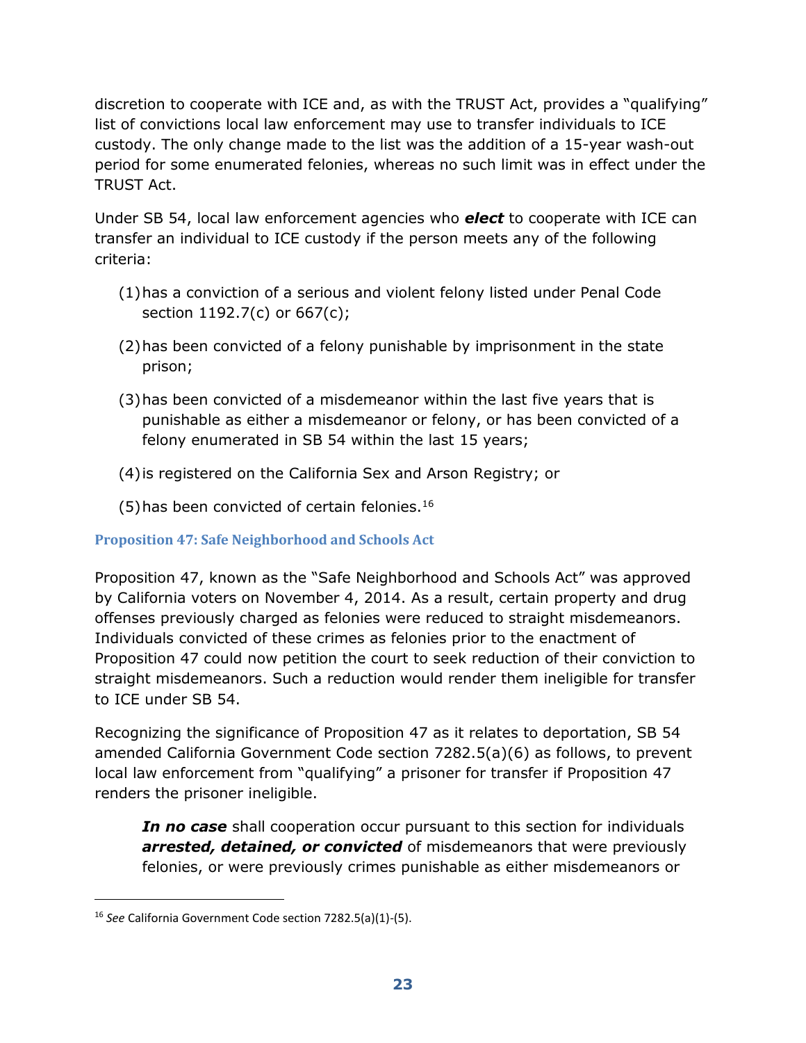discretion to cooperate with ICE and, as with the TRUST Act, provides a "qualifying" list of convictions local law enforcement may use to transfer individuals to ICE custody. The only change made to the list was the addition of a 15-year wash-out period for some enumerated felonies, whereas no such limit was in effect under the TRUST Act.

Under SB 54, local law enforcement agencies who ***elect*** to cooperate with ICE can transfer an individual to ICE custody if the person meets any of the following criteria:

(1) has a conviction of a serious and violent felony listed under Penal Code section 1192.7(c) or 667(c);

(2) has been convicted of a felony punishable by imprisonment in the state prison;

(3) has been convicted of a misdemeanor within the last five years that is punishable as either a misdemeanor or felony, or has been convicted of a felony enumerated in SB 54 within the last 15 years;

(4) is registered on the California Sex and Arson Registry; or

(5) has been convicted of certain felonies.[16]

### Proposition 47: Safe Neighborhood and Schools Act

Proposition 47, known as the "Safe Neighborhood and Schools Act" was approved by California voters on November 4, 2014. As a result, certain property and drug offenses previously charged as felonies were reduced to straight misdemeanors. Individuals convicted of these crimes as felonies prior to the enactment of Proposition 47 could now petition the court to seek reduction of their conviction to straight misdemeanors. Such a reduction would render them ineligible for transfer to ICE under SB 54.

Recognizing the significance of Proposition 47 as it relates to deportation, SB 54 amended California Government Code section 7282.5(a)(6) as follows, to prevent local law enforcement from "qualifying" a prisoner for transfer if Proposition 47 renders the prisoner ineligible.

> ***In no case*** shall cooperation occur pursuant to this section for individuals ***arrested, detained, or convicted*** of misdemeanors that were previously felonies, or were previously crimes punishable as either misdemeanors or

---

[16] *See* California Government Code section 7282.5(a)(1)-(5).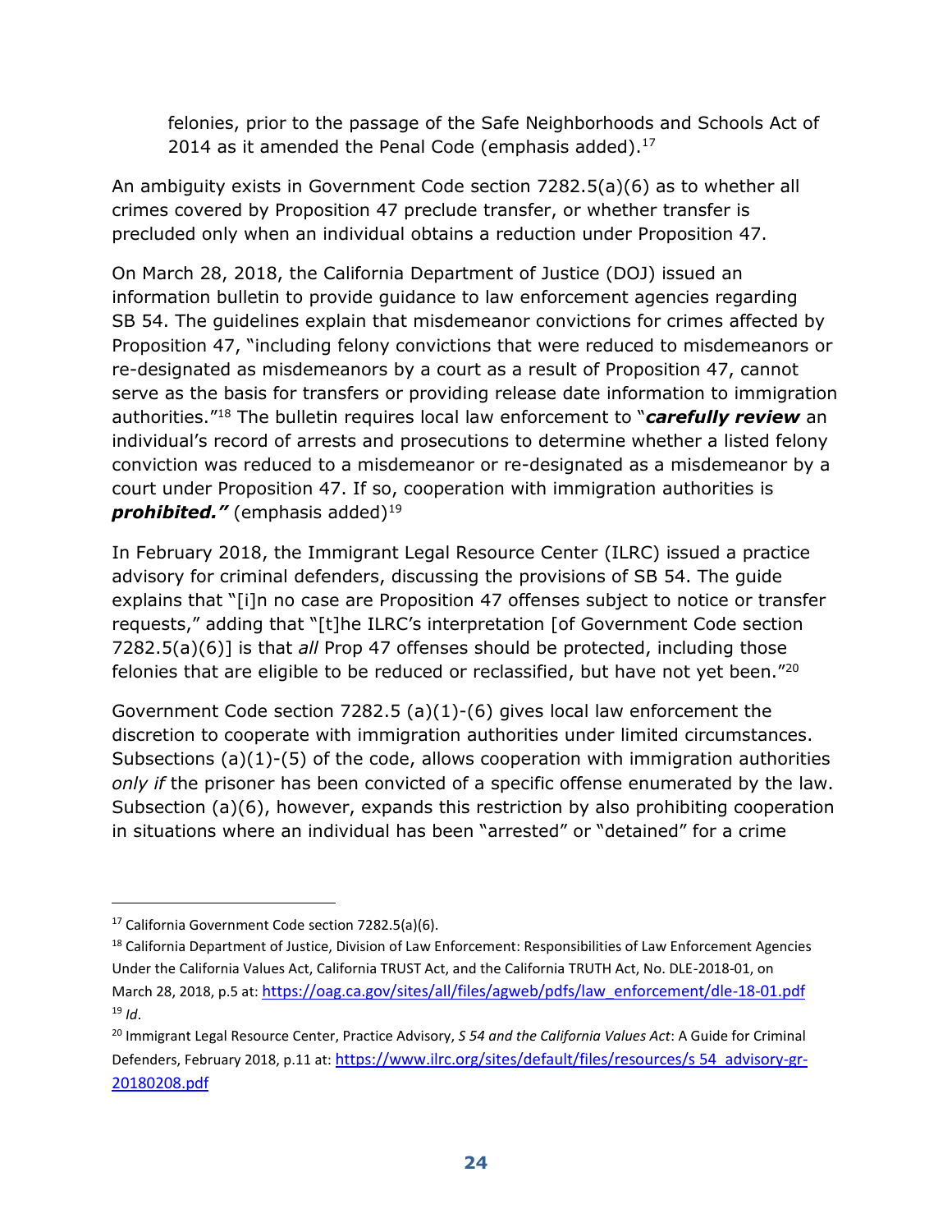felonies, prior to the passage of the Safe Neighborhoods and Schools Act of 2014 as it amended the Penal Code (emphasis added).[17]

An ambiguity exists in Government Code section 7282.5(a)(6) as to whether all crimes covered by Proposition 47 preclude transfer, or whether transfer is precluded only when an individual obtains a reduction under Proposition 47.

On March 28, 2018, the California Department of Justice (DOJ) issued an information bulletin to provide guidance to law enforcement agencies regarding SB 54. The guidelines explain that misdemeanor convictions for crimes affected by Proposition 47, "including felony convictions that were reduced to misdemeanors or re-designated as misdemeanors by a court as a result of Proposition 47, cannot serve as the basis for transfers or providing release date information to immigration authorities."[18] The bulletin requires local law enforcement to "***carefully review*** an individual's record of arrests and prosecutions to determine whether a listed felony conviction was reduced to a misdemeanor or re-designated as a misdemeanor by a court under Proposition 47. If so, cooperation with immigration authorities is ***prohibited."*** (emphasis added)[19]

In February 2018, the Immigrant Legal Resource Center (ILRC) issued a practice advisory for criminal defenders, discussing the provisions of SB 54. The guide explains that "[i]n no case are Proposition 47 offenses subject to notice or transfer requests," adding that "[t]he ILRC's interpretation [of Government Code section 7282.5(a)(6)] is that *all* Prop 47 offenses should be protected, including those felonies that are eligible to be reduced or reclassified, but have not yet been."[20]

Government Code section 7282.5 (a)(1)-(6) gives local law enforcement the discretion to cooperate with immigration authorities under limited circumstances. Subsections (a)(1)-(5) of the code, allows cooperation with immigration authorities *only if* the prisoner has been convicted of a specific offense enumerated by the law. Subsection (a)(6), however, expands this restriction by also prohibiting cooperation in situations where an individual has been "arrested" or "detained" for a crime

---

[17] California Government Code section 7282.5(a)(6).

[18] California Department of Justice, Division of Law Enforcement: Responsibilities of Law Enforcement Agencies Under the California Values Act, California TRUST Act, and the California TRUTH Act, No. DLE-2018-01, on March 28, 2018, p.5 at: https://oag.ca.gov/sites/all/files/agweb/pdfs/law_enforcement/dle-18-01.pdf

[19] *Id*.

[20] Immigrant Legal Resource Center, Practice Advisory, *S 54 and the California Values Act*: A Guide for Criminal Defenders, February 2018, p.11 at: https://www.ilrc.org/sites/default/files/resources/s 54_advisory-gr-20180208.pdf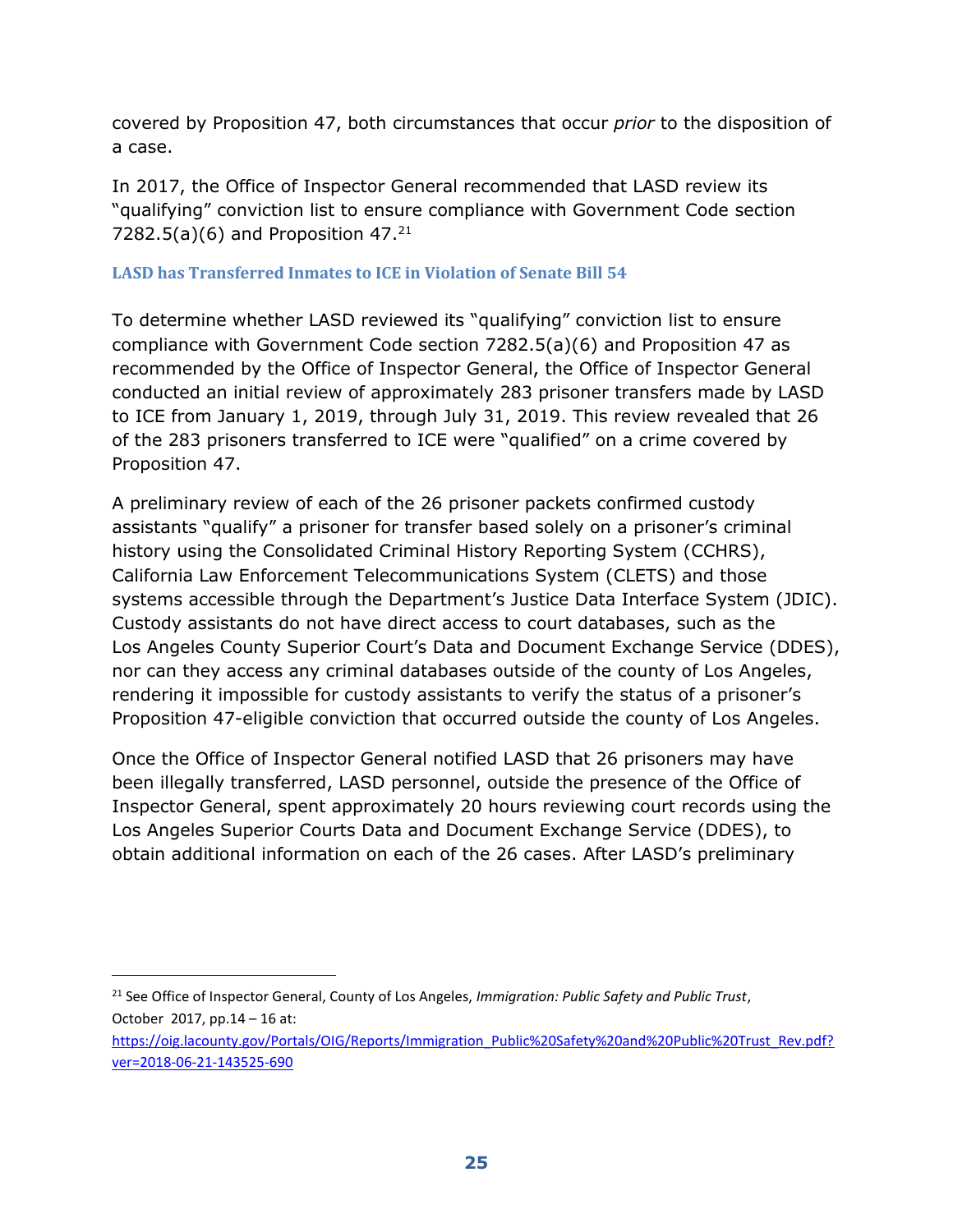covered by Proposition 47, both circumstances that occur *prior* to the disposition of a case.

In 2017, the Office of Inspector General recommended that LASD review its "qualifying" conviction list to ensure compliance with Government Code section 7282.5(a)(6) and Proposition 47.[21]

### LASD has Transferred Inmates to ICE in Violation of Senate Bill 54

To determine whether LASD reviewed its "qualifying" conviction list to ensure compliance with Government Code section 7282.5(a)(6) and Proposition 47 as recommended by the Office of Inspector General, the Office of Inspector General conducted an initial review of approximately 283 prisoner transfers made by LASD to ICE from January 1, 2019, through July 31, 2019. This review revealed that 26 of the 283 prisoners transferred to ICE were "qualified" on a crime covered by Proposition 47.

A preliminary review of each of the 26 prisoner packets confirmed custody assistants "qualify" a prisoner for transfer based solely on a prisoner's criminal history using the Consolidated Criminal History Reporting System (CCHRS), California Law Enforcement Telecommunications System (CLETS) and those systems accessible through the Department's Justice Data Interface System (JDIC). Custody assistants do not have direct access to court databases, such as the Los Angeles County Superior Court's Data and Document Exchange Service (DDES), nor can they access any criminal databases outside of the county of Los Angeles, rendering it impossible for custody assistants to verify the status of a prisoner's Proposition 47-eligible conviction that occurred outside the county of Los Angeles.

Once the Office of Inspector General notified LASD that 26 prisoners may have been illegally transferred, LASD personnel, outside the presence of the Office of Inspector General, spent approximately 20 hours reviewing court records using the Los Angeles Superior Courts Data and Document Exchange Service (DDES), to obtain additional information on each of the 26 cases. After LASD's preliminary

---

[21] See Office of Inspector General, County of Los Angeles, *Immigration: Public Safety and Public Trust*, October 2017, pp.14 – 16 at: https://oig.lacounty.gov/Portals/OIG/Reports/Immigration_Public%20Safety%20and%20Public%20Trust_Rev.pdf?ver=2018-06-21-143525-690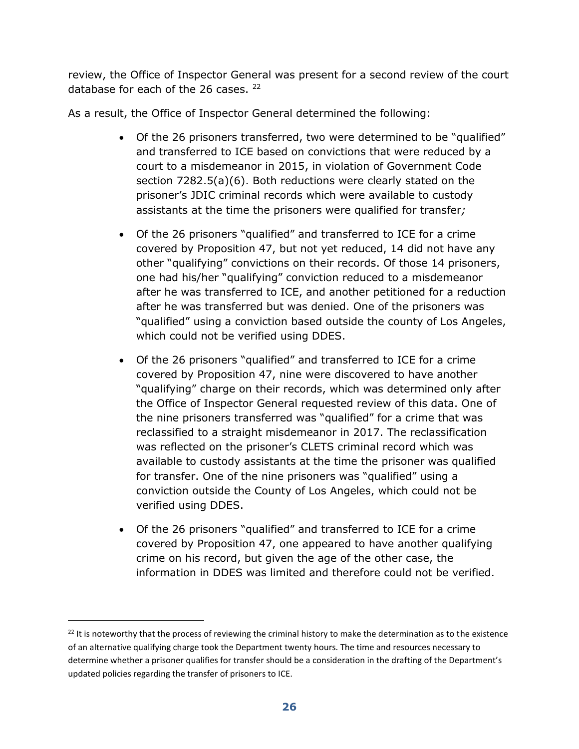review, the Office of Inspector General was present for a second review of the court database for each of the 26 cases. [22]

As a result, the Office of Inspector General determined the following:

- Of the 26 prisoners transferred, two were determined to be "qualified" and transferred to ICE based on convictions that were reduced by a court to a misdemeanor in 2015, in violation of Government Code section 7282.5(a)(6). Both reductions were clearly stated on the prisoner's JDIC criminal records which were available to custody assistants at the time the prisoners were qualified for transfer*;*

- Of the 26 prisoners "qualified" and transferred to ICE for a crime covered by Proposition 47, but not yet reduced, 14 did not have any other "qualifying" convictions on their records. Of those 14 prisoners, one had his/her "qualifying" conviction reduced to a misdemeanor after he was transferred to ICE, and another petitioned for a reduction after he was transferred but was denied. One of the prisoners was "qualified" using a conviction based outside the county of Los Angeles, which could not be verified using DDES.

- Of the 26 prisoners "qualified" and transferred to ICE for a crime covered by Proposition 47, nine were discovered to have another "qualifying" charge on their records, which was determined only after the Office of Inspector General requested review of this data. One of the nine prisoners transferred was "qualified" for a crime that was reclassified to a straight misdemeanor in 2017. The reclassification was reflected on the prisoner's CLETS criminal record which was available to custody assistants at the time the prisoner was qualified for transfer. One of the nine prisoners was "qualified" using a conviction outside the County of Los Angeles, which could not be verified using DDES.

- Of the 26 prisoners "qualified" and transferred to ICE for a crime covered by Proposition 47, one appeared to have another qualifying crime on his record, but given the age of the other case, the information in DDES was limited and therefore could not be verified.

[22] It is noteworthy that the process of reviewing the criminal history to make the determination as to the existence of an alternative qualifying charge took the Department twenty hours. The time and resources necessary to determine whether a prisoner qualifies for transfer should be a consideration in the drafting of the Department's updated policies regarding the transfer of prisoners to ICE.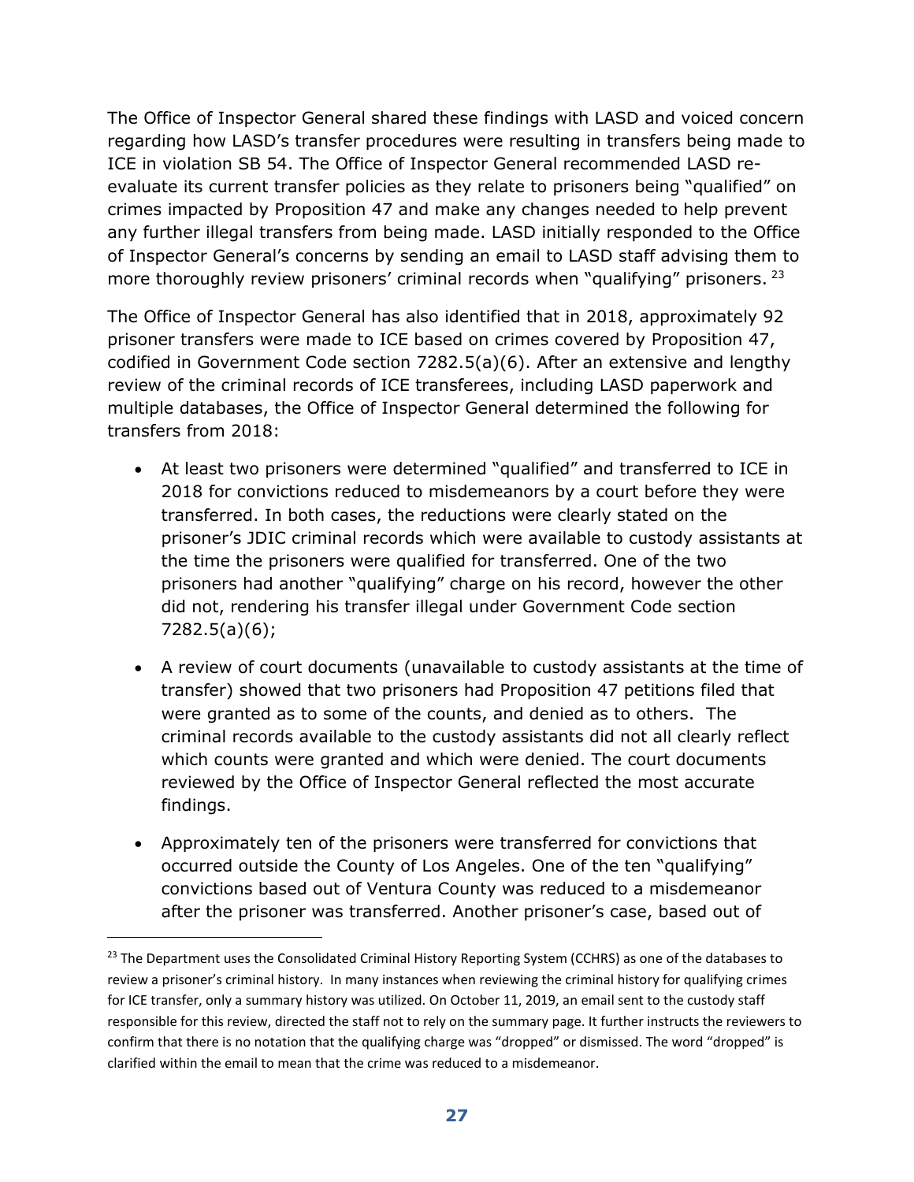The Office of Inspector General shared these findings with LASD and voiced concern regarding how LASD's transfer procedures were resulting in transfers being made to ICE in violation SB 54. The Office of Inspector General recommended LASD re-evaluate its current transfer policies as they relate to prisoners being "qualified" on crimes impacted by Proposition 47 and make any changes needed to help prevent any further illegal transfers from being made. LASD initially responded to the Office of Inspector General's concerns by sending an email to LASD staff advising them to more thoroughly review prisoners' criminal records when "qualifying" prisoners. [23]

The Office of Inspector General has also identified that in 2018, approximately 92 prisoner transfers were made to ICE based on crimes covered by Proposition 47, codified in Government Code section 7282.5(a)(6). After an extensive and lengthy review of the criminal records of ICE transferees, including LASD paperwork and multiple databases, the Office of Inspector General determined the following for transfers from 2018:

- At least two prisoners were determined "qualified" and transferred to ICE in 2018 for convictions reduced to misdemeanors by a court before they were transferred. In both cases, the reductions were clearly stated on the prisoner's JDIC criminal records which were available to custody assistants at the time the prisoners were qualified for transferred. One of the two prisoners had another "qualifying" charge on his record, however the other did not, rendering his transfer illegal under Government Code section 7282.5(a)(6);
- A review of court documents (unavailable to custody assistants at the time of transfer) showed that two prisoners had Proposition 47 petitions filed that were granted as to some of the counts, and denied as to others. The criminal records available to the custody assistants did not all clearly reflect which counts were granted and which were denied. The court documents reviewed by the Office of Inspector General reflected the most accurate findings.
- Approximately ten of the prisoners were transferred for convictions that occurred outside the County of Los Angeles. One of the ten "qualifying" convictions based out of Ventura County was reduced to a misdemeanor after the prisoner was transferred. Another prisoner's case, based out of

[23] The Department uses the Consolidated Criminal History Reporting System (CCHRS) as one of the databases to review a prisoner's criminal history. In many instances when reviewing the criminal history for qualifying crimes for ICE transfer, only a summary history was utilized. On October 11, 2019, an email sent to the custody staff responsible for this review, directed the staff not to rely on the summary page. It further instructs the reviewers to confirm that there is no notation that the qualifying charge was "dropped" or dismissed. The word "dropped" is clarified within the email to mean that the crime was reduced to a misdemeanor.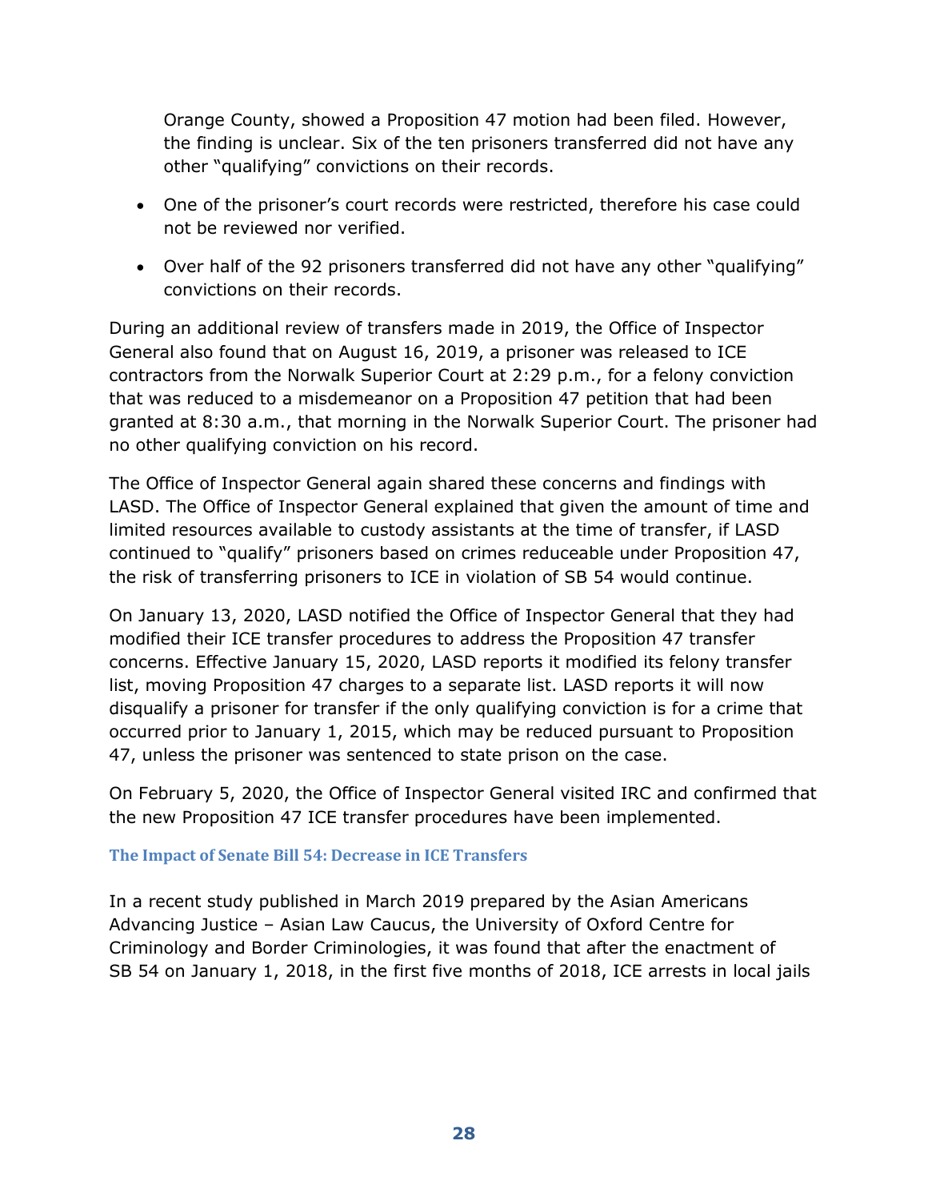Orange County, showed a Proposition 47 motion had been filed. However, the finding is unclear. Six of the ten prisoners transferred did not have any other "qualifying" convictions on their records.

- One of the prisoner's court records were restricted, therefore his case could not be reviewed nor verified.
- Over half of the 92 prisoners transferred did not have any other "qualifying" convictions on their records.

During an additional review of transfers made in 2019, the Office of Inspector General also found that on August 16, 2019, a prisoner was released to ICE contractors from the Norwalk Superior Court at 2:29 p.m., for a felony conviction that was reduced to a misdemeanor on a Proposition 47 petition that had been granted at 8:30 a.m., that morning in the Norwalk Superior Court. The prisoner had no other qualifying conviction on his record.

The Office of Inspector General again shared these concerns and findings with LASD. The Office of Inspector General explained that given the amount of time and limited resources available to custody assistants at the time of transfer, if LASD continued to "qualify" prisoners based on crimes reduceable under Proposition 47, the risk of transferring prisoners to ICE in violation of SB 54 would continue.

On January 13, 2020, LASD notified the Office of Inspector General that they had modified their ICE transfer procedures to address the Proposition 47 transfer concerns. Effective January 15, 2020, LASD reports it modified its felony transfer list, moving Proposition 47 charges to a separate list. LASD reports it will now disqualify a prisoner for transfer if the only qualifying conviction is for a crime that occurred prior to January 1, 2015, which may be reduced pursuant to Proposition 47, unless the prisoner was sentenced to state prison on the case.

On February 5, 2020, the Office of Inspector General visited IRC and confirmed that the new Proposition 47 ICE transfer procedures have been implemented.

### The Impact of Senate Bill 54: Decrease in ICE Transfers

In a recent study published in March 2019 prepared by the Asian Americans Advancing Justice – Asian Law Caucus, the University of Oxford Centre for Criminology and Border Criminologies, it was found that after the enactment of SB 54 on January 1, 2018, in the first five months of 2018, ICE arrests in local jails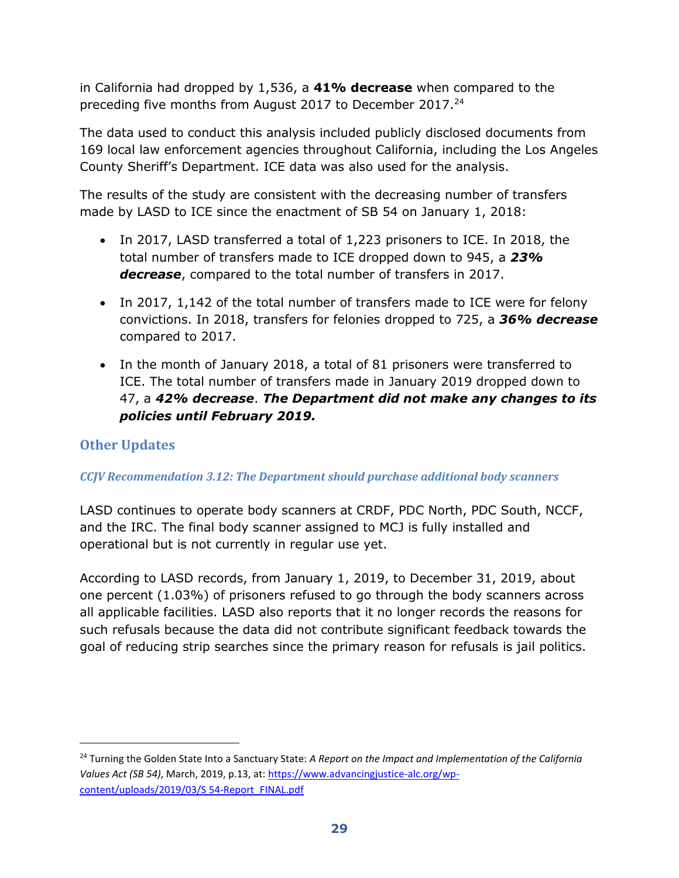in California had dropped by 1,536, a **41% decrease** when compared to the preceding five months from August 2017 to December 2017.[24]

The data used to conduct this analysis included publicly disclosed documents from 169 local law enforcement agencies throughout California, including the Los Angeles County Sheriff's Department. ICE data was also used for the analysis.

The results of the study are consistent with the decreasing number of transfers made by LASD to ICE since the enactment of SB 54 on January 1, 2018:

- In 2017, LASD transferred a total of 1,223 prisoners to ICE. In 2018, the total number of transfers made to ICE dropped down to 945, a ***23% decrease***, compared to the total number of transfers in 2017.
- In 2017, 1,142 of the total number of transfers made to ICE were for felony convictions. In 2018, transfers for felonies dropped to 725, a ***36% decrease*** compared to 2017.
- In the month of January 2018, a total of 81 prisoners were transferred to ICE. The total number of transfers made in January 2019 dropped down to 47, a ***42% decrease***. ***The Department did not make any changes to its policies until February 2019.***

## Other Updates

### *CCJV Recommendation 3.12: The Department should purchase additional body scanners*

LASD continues to operate body scanners at CRDF, PDC North, PDC South, NCCF, and the IRC. The final body scanner assigned to MCJ is fully installed and operational but is not currently in regular use yet.

According to LASD records, from January 1, 2019, to December 31, 2019, about one percent (1.03%) of prisoners refused to go through the body scanners across all applicable facilities. LASD also reports that it no longer records the reasons for such refusals because the data did not contribute significant feedback towards the goal of reducing strip searches since the primary reason for refusals is jail politics.

---

[24] Turning the Golden State Into a Sanctuary State: *A Report on the Impact and Implementation of the California Values Act (SB 54)*, March, 2019, p.13, at: https://www.advancingjustice-alc.org/wp-content/uploads/2019/03/S 54-Report_FINAL.pdf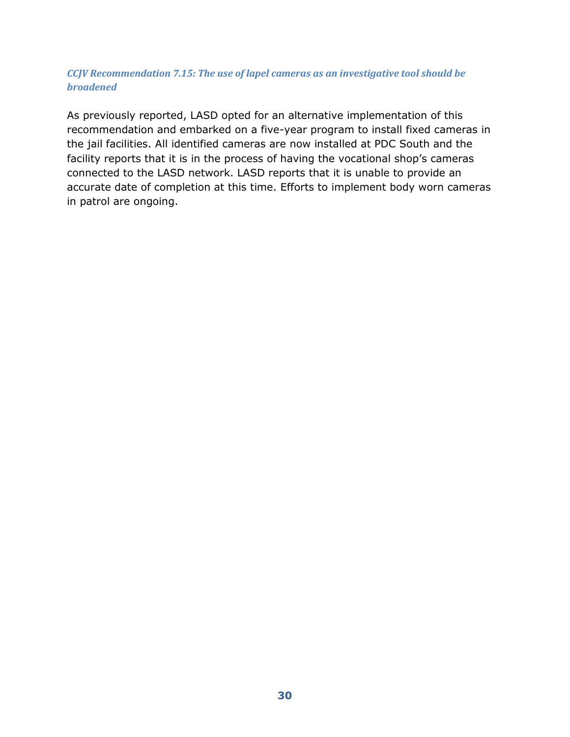### *CCJV Recommendation 7.15: The use of lapel cameras as an investigative tool should be broadened*

As previously reported, LASD opted for an alternative implementation of this recommendation and embarked on a five-year program to install fixed cameras in the jail facilities. All identified cameras are now installed at PDC South and the facility reports that it is in the process of having the vocational shop's cameras connected to the LASD network. LASD reports that it is unable to provide an accurate date of completion at this time. Efforts to implement body worn cameras in patrol are ongoing.